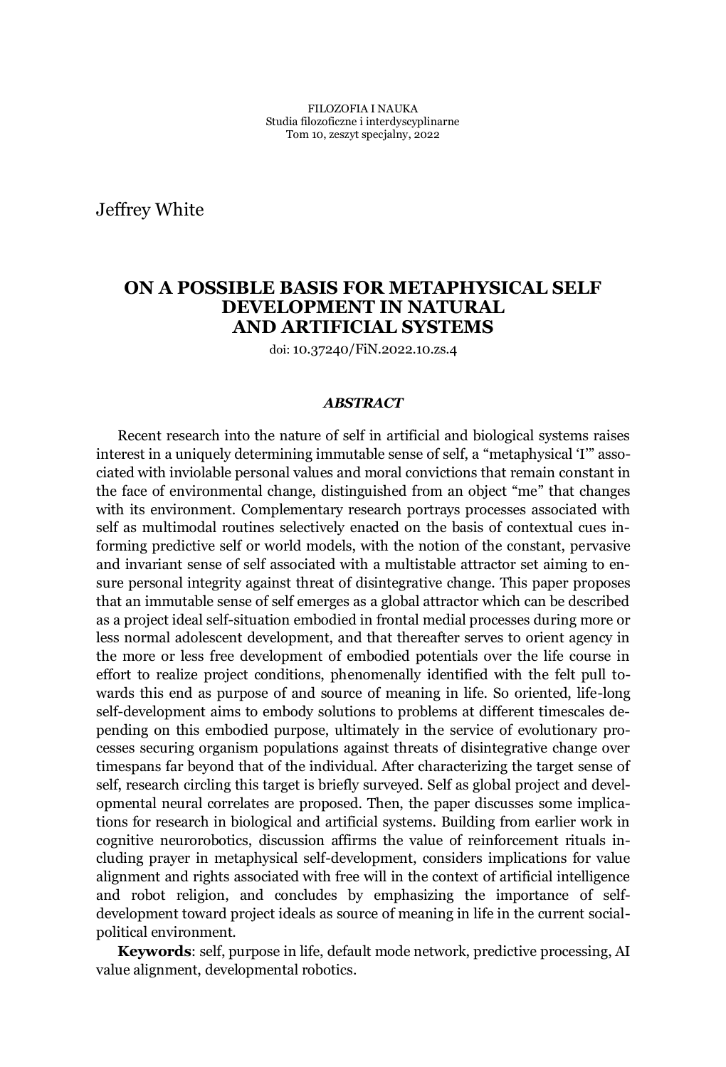FILOZOFIA I NAUKA
Studia filozoficzne i interdyscyplinarne
Tom 10, zeszyt specjalny, 2022

Jeffrey White

# ON A POSSIBLE BASIS FOR METAPHYSICAL SELF DEVELOPMENT IN NATURAL AND ARTIFICIAL SYSTEMS

doi: 10.37240/FiN.2022.10.zs.4

***ABSTRACT***

Recent research into the nature of self in artificial and biological systems raises interest in a uniquely determining immutable sense of self, a "metaphysical 'I'" associated with inviolable personal values and moral convictions that remain constant in the face of environmental change, distinguished from an object "me" that changes with its environment. Complementary research portrays processes associated with self as multimodal routines selectively enacted on the basis of contextual cues informing predictive self or world models, with the notion of the constant, pervasive and invariant sense of self associated with a multistable attractor set aiming to ensure personal integrity against threat of disintegrative change. This paper proposes that an immutable sense of self emerges as a global attractor which can be described as a project ideal self-situation embodied in frontal medial processes during more or less normal adolescent development, and that thereafter serves to orient agency in the more or less free development of embodied potentials over the life course in effort to realize project conditions, phenomenally identified with the felt pull towards this end as purpose of and source of meaning in life. So oriented, life-long self-development aims to embody solutions to problems at different timescales depending on this embodied purpose, ultimately in the service of evolutionary processes securing organism populations against threats of disintegrative change over timespans far beyond that of the individual. After characterizing the target sense of self, research circling this target is briefly surveyed. Self as global project and developmental neural correlates are proposed. Then, the paper discusses some implications for research in biological and artificial systems. Building from earlier work in cognitive neurorobotics, discussion affirms the value of reinforcement rituals including prayer in metaphysical self-development, considers implications for value alignment and rights associated with free will in the context of artificial intelligence and robot religion, and concludes by emphasizing the importance of self-development toward project ideals as source of meaning in life in the current social-political environment.

**Keywords**: self, purpose in life, default mode network, predictive processing, AI value alignment, developmental robotics.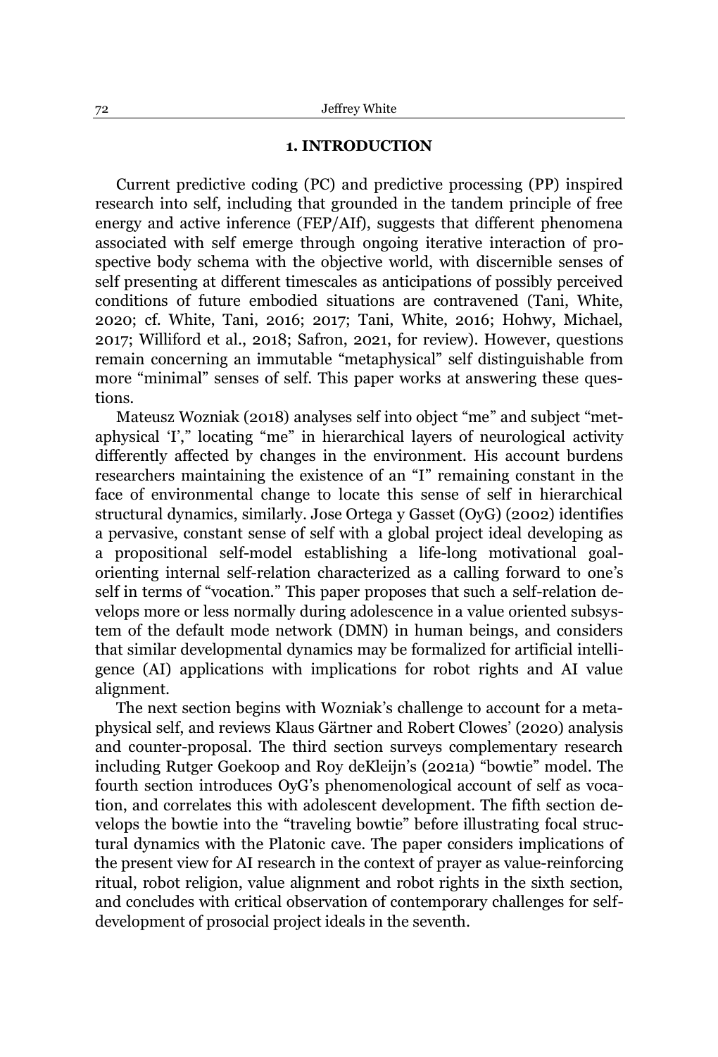## 1. INTRODUCTION

Current predictive coding (PC) and predictive processing (PP) inspired research into self, including that grounded in the tandem principle of free energy and active inference (FEP/AIf), suggests that different phenomena associated with self emerge through ongoing iterative interaction of prospective body schema with the objective world, with discernible senses of self presenting at different timescales as anticipations of possibly perceived conditions of future embodied situations are contravened (Tani, White, 2020; cf. White, Tani, 2016; 2017; Tani, White, 2016; Hohwy, Michael, 2017; Williford et al., 2018; Safron, 2021, for review). However, questions remain concerning an immutable "metaphysical" self distinguishable from more "minimal" senses of self. This paper works at answering these questions.

Mateusz Wozniak (2018) analyses self into object "me" and subject "metaphysical 'I'," locating "me" in hierarchical layers of neurological activity differently affected by changes in the environment. His account burdens researchers maintaining the existence of an "I" remaining constant in the face of environmental change to locate this sense of self in hierarchical structural dynamics, similarly. Jose Ortega y Gasset (OyG) (2002) identifies a pervasive, constant sense of self with a global project ideal developing as a propositional self-model establishing a life-long motivational goal-orienting internal self-relation characterized as a calling forward to one's self in terms of "vocation." This paper proposes that such a self-relation develops more or less normally during adolescence in a value oriented subsystem of the default mode network (DMN) in human beings, and considers that similar developmental dynamics may be formalized for artificial intelligence (AI) applications with implications for robot rights and AI value alignment.

The next section begins with Wozniak's challenge to account for a metaphysical self, and reviews Klaus Gärtner and Robert Clowes' (2020) analysis and counter-proposal. The third section surveys complementary research including Rutger Goekoop and Roy deKleijn's (2021a) "bowtie" model. The fourth section introduces OyG's phenomenological account of self as vocation, and correlates this with adolescent development. The fifth section develops the bowtie into the "traveling bowtie" before illustrating focal structural dynamics with the Platonic cave. The paper considers implications of the present view for AI research in the context of prayer as value-reinforcing ritual, robot religion, value alignment and robot rights in the sixth section, and concludes with critical observation of contemporary challenges for self-development of prosocial project ideals in the seventh.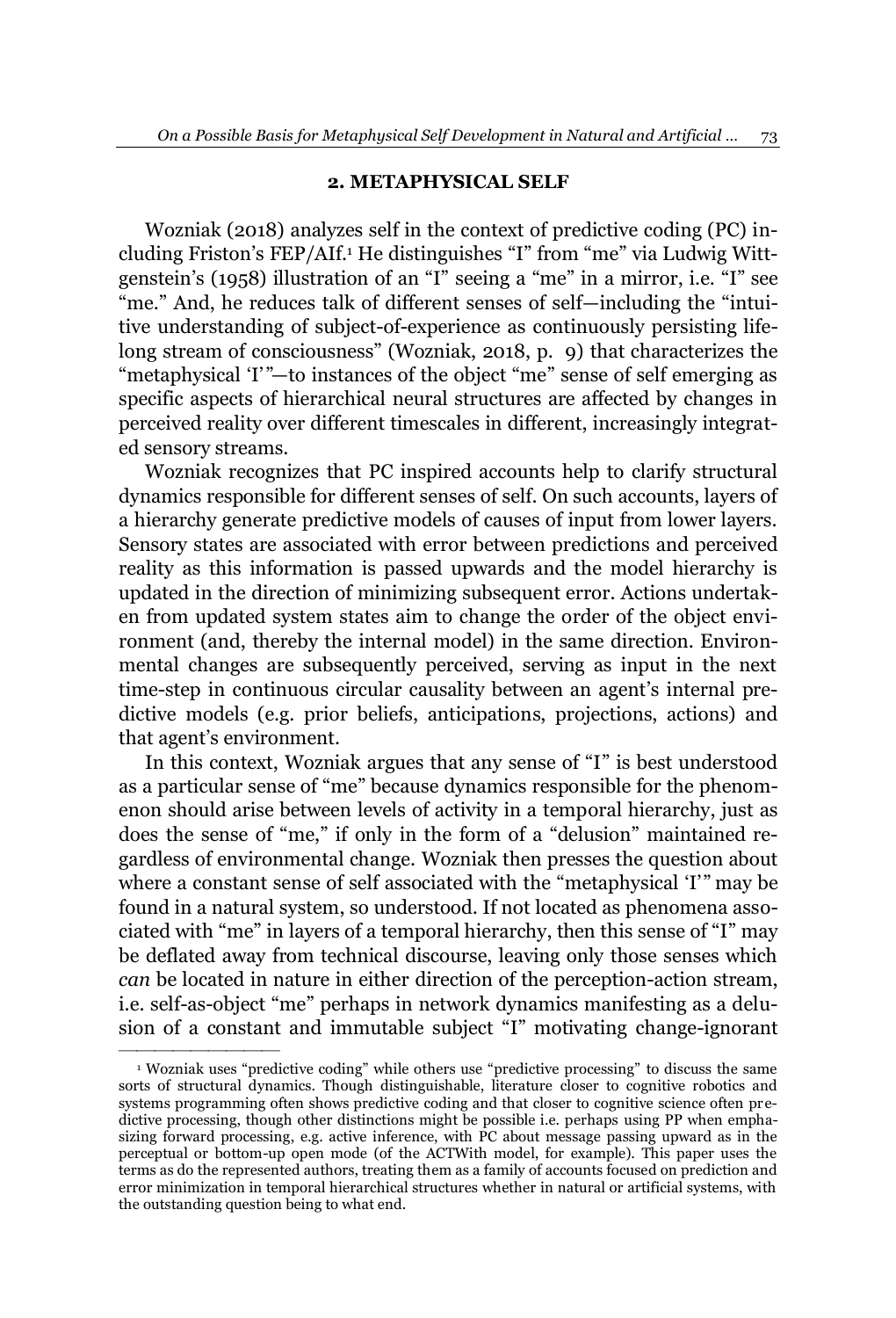## 2. METAPHYSICAL SELF

Wozniak (2018) analyzes self in the context of predictive coding (PC) including Friston's FEP/AIf.[1] He distinguishes "I" from "me" via Ludwig Wittgenstein's (1958) illustration of an "I" seeing a "me" in a mirror, i.e. "I" see "me." And, he reduces talk of different senses of self—including the "intuitive understanding of subject-of-experience as continuously persisting lifelong stream of consciousness" (Wozniak, 2018, p. 9) that characterizes the "metaphysical 'I'"—to instances of the object "me" sense of self emerging as specific aspects of hierarchical neural structures are affected by changes in perceived reality over different timescales in different, increasingly integrated sensory streams.

Wozniak recognizes that PC inspired accounts help to clarify structural dynamics responsible for different senses of self. On such accounts, layers of a hierarchy generate predictive models of causes of input from lower layers. Sensory states are associated with error between predictions and perceived reality as this information is passed upwards and the model hierarchy is updated in the direction of minimizing subsequent error. Actions undertaken from updated system states aim to change the order of the object environment (and, thereby the internal model) in the same direction. Environmental changes are subsequently perceived, serving as input in the next time-step in continuous circular causality between an agent's internal predictive models (e.g. prior beliefs, anticipations, projections, actions) and that agent's environment.

In this context, Wozniak argues that any sense of "I" is best understood as a particular sense of "me" because dynamics responsible for the phenomenon should arise between levels of activity in a temporal hierarchy, just as does the sense of "me," if only in the form of a "delusion" maintained regardless of environmental change. Wozniak then presses the question about where a constant sense of self associated with the "metaphysical 'I'" may be found in a natural system, so understood. If not located as phenomena associated with "me" in layers of a temporal hierarchy, then this sense of "I" may be deflated away from technical discourse, leaving only those senses which *can* be located in nature in either direction of the perception-action stream, i.e. self-as-object "me" perhaps in network dynamics manifesting as a delusion of a constant and immutable subject "I" motivating change-ignorant

---

[1] Wozniak uses "predictive coding" while others use "predictive processing" to discuss the same sorts of structural dynamics. Though distinguishable, literature closer to cognitive robotics and systems programming often shows predictive coding and that closer to cognitive science often predictive processing, though other distinctions might be possible i.e. perhaps using PP when emphasizing forward processing, e.g. active inference, with PC about message passing upward as in the perceptual or bottom-up open mode (of the ACTWith model, for example). This paper uses the terms as do the represented authors, treating them as a family of accounts focused on prediction and error minimization in temporal hierarchical structures whether in natural or artificial systems, with the outstanding question being to what end.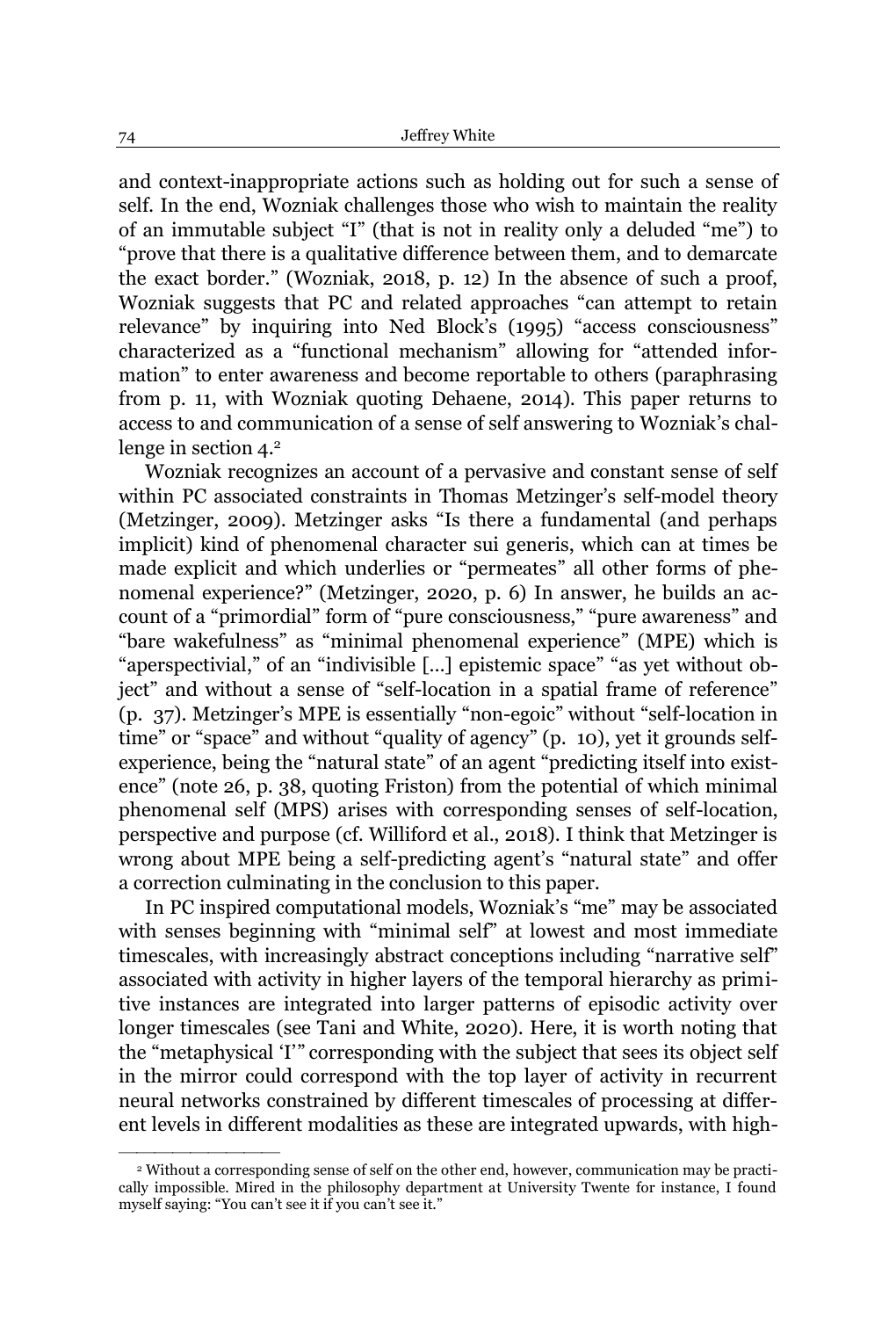and context-inappropriate actions such as holding out for such a sense of self. In the end, Wozniak challenges those who wish to maintain the reality of an immutable subject "I" (that is not in reality only a deluded "me") to "prove that there is a qualitative difference between them, and to demarcate the exact border." (Wozniak, 2018, p. 12) In the absence of such a proof, Wozniak suggests that PC and related approaches "can attempt to retain relevance" by inquiring into Ned Block's (1995) "access consciousness" characterized as a "functional mechanism" allowing for "attended information" to enter awareness and become reportable to others (paraphrasing from p. 11, with Wozniak quoting Dehaene, 2014). This paper returns to access to and communication of a sense of self answering to Wozniak's challenge in section 4.[2]

Wozniak recognizes an account of a pervasive and constant sense of self within PC associated constraints in Thomas Metzinger's self-model theory (Metzinger, 2009). Metzinger asks "Is there a fundamental (and perhaps implicit) kind of phenomenal character sui generis, which can at times be made explicit and which underlies or "permeates" all other forms of phenomenal experience?" (Metzinger, 2020, p. 6) In answer, he builds an account of a "primordial" form of "pure consciousness," "pure awareness" and "bare wakefulness" as "minimal phenomenal experience" (MPE) which is "aperspectivial," of an "indivisible [...] epistemic space" "as yet without object" and without a sense of "self-location in a spatial frame of reference" (p. 37). Metzinger's MPE is essentially "non-egoic" without "self-location in time" or "space" and without "quality of agency" (p. 10), yet it grounds self-experience, being the "natural state" of an agent "predicting itself into existence" (note 26, p. 38, quoting Friston) from the potential of which minimal phenomenal self (MPS) arises with corresponding senses of self-location, perspective and purpose (cf. Williford et al., 2018). I think that Metzinger is wrong about MPE being a self-predicting agent's "natural state" and offer a correction culminating in the conclusion to this paper.

In PC inspired computational models, Wozniak's "me" may be associated with senses beginning with "minimal self" at lowest and most immediate timescales, with increasingly abstract conceptions including "narrative self" associated with activity in higher layers of the temporal hierarchy as primitive instances are integrated into larger patterns of episodic activity over longer timescales (see Tani and White, 2020). Here, it is worth noting that the "metaphysical 'I'" corresponding with the subject that sees its object self in the mirror could correspond with the top layer of activity in recurrent neural networks constrained by different timescales of processing at different levels in different modalities as these are integrated upwards, with high-

---

[2] Without a corresponding sense of self on the other end, however, communication may be practically impossible. Mired in the philosophy department at University Twente for instance, I found myself saying: "You can't see it if you can't see it."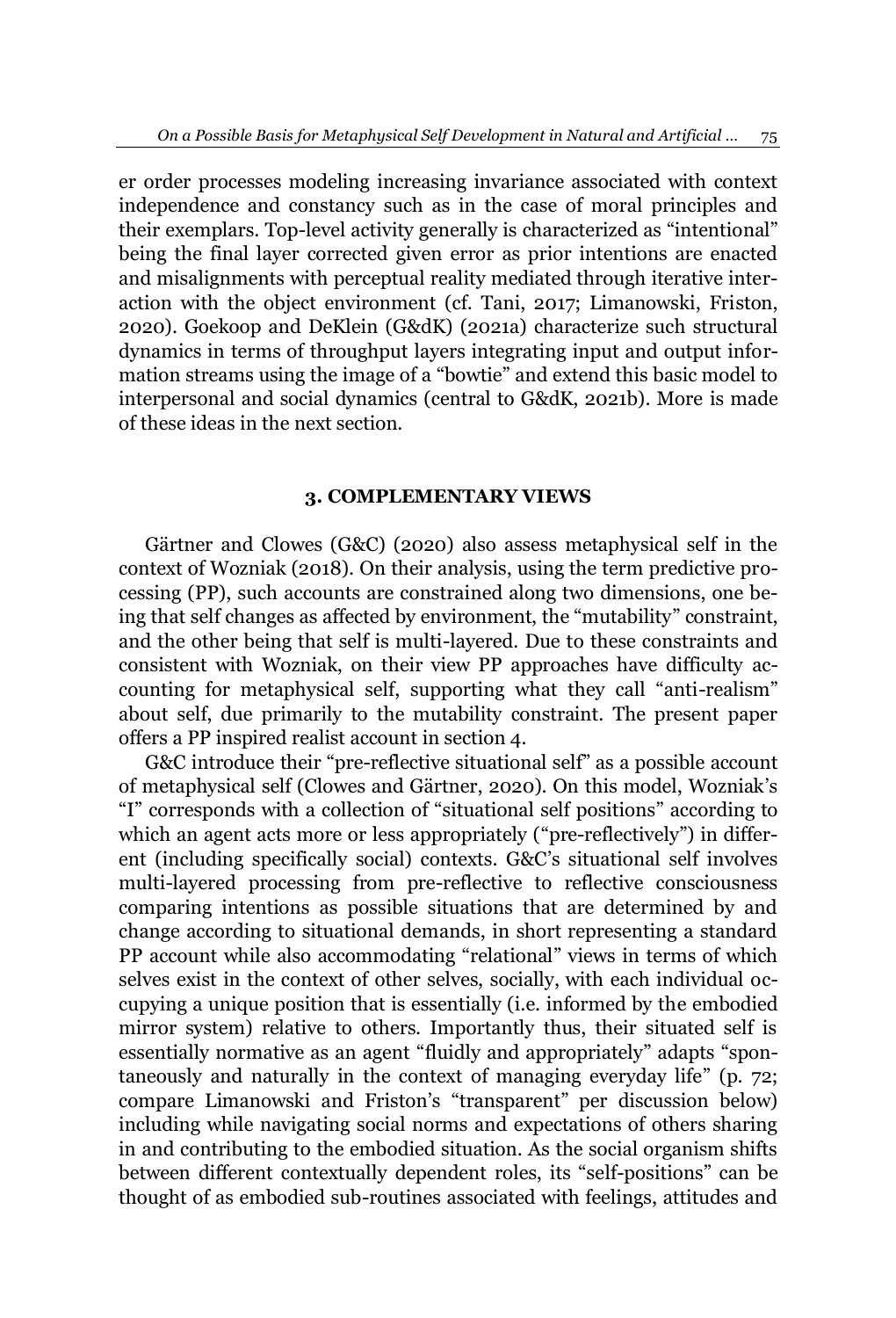er order processes modeling increasing invariance associated with context independence and constancy such as in the case of moral principles and their exemplars. Top-level activity generally is characterized as "intentional" being the final layer corrected given error as prior intentions are enacted and misalignments with perceptual reality mediated through iterative interaction with the object environment (cf. Tani, 2017; Limanowski, Friston, 2020). Goekoop and DeKlein (G&dK) (2021a) characterize such structural dynamics in terms of throughput layers integrating input and output information streams using the image of a "bowtie" and extend this basic model to interpersonal and social dynamics (central to G&dK, 2021b). More is made of these ideas in the next section.

## 3. COMPLEMENTARY VIEWS

Gärtner and Clowes (G&C) (2020) also assess metaphysical self in the context of Wozniak (2018). On their analysis, using the term predictive processing (PP), such accounts are constrained along two dimensions, one being that self changes as affected by environment, the "mutability" constraint, and the other being that self is multi-layered. Due to these constraints and consistent with Wozniak, on their view PP approaches have difficulty accounting for metaphysical self, supporting what they call "anti-realism" about self, due primarily to the mutability constraint. The present paper offers a PP inspired realist account in section 4.

G&C introduce their "pre-reflective situational self" as a possible account of metaphysical self (Clowes and Gärtner, 2020). On this model, Wozniak's "I" corresponds with a collection of "situational self positions" according to which an agent acts more or less appropriately ("pre-reflectively") in different (including specifically social) contexts. G&C's situational self involves multi-layered processing from pre-reflective to reflective consciousness comparing intentions as possible situations that are determined by and change according to situational demands, in short representing a standard PP account while also accommodating "relational" views in terms of which selves exist in the context of other selves, socially, with each individual occupying a unique position that is essentially (i.e. informed by the embodied mirror system) relative to others. Importantly thus, their situated self is essentially normative as an agent "fluidly and appropriately" adapts "spontaneously and naturally in the context of managing everyday life" (p. 72; compare Limanowski and Friston's "transparent" per discussion below) including while navigating social norms and expectations of others sharing in and contributing to the embodied situation. As the social organism shifts between different contextually dependent roles, its "self-positions" can be thought of as embodied sub-routines associated with feelings, attitudes and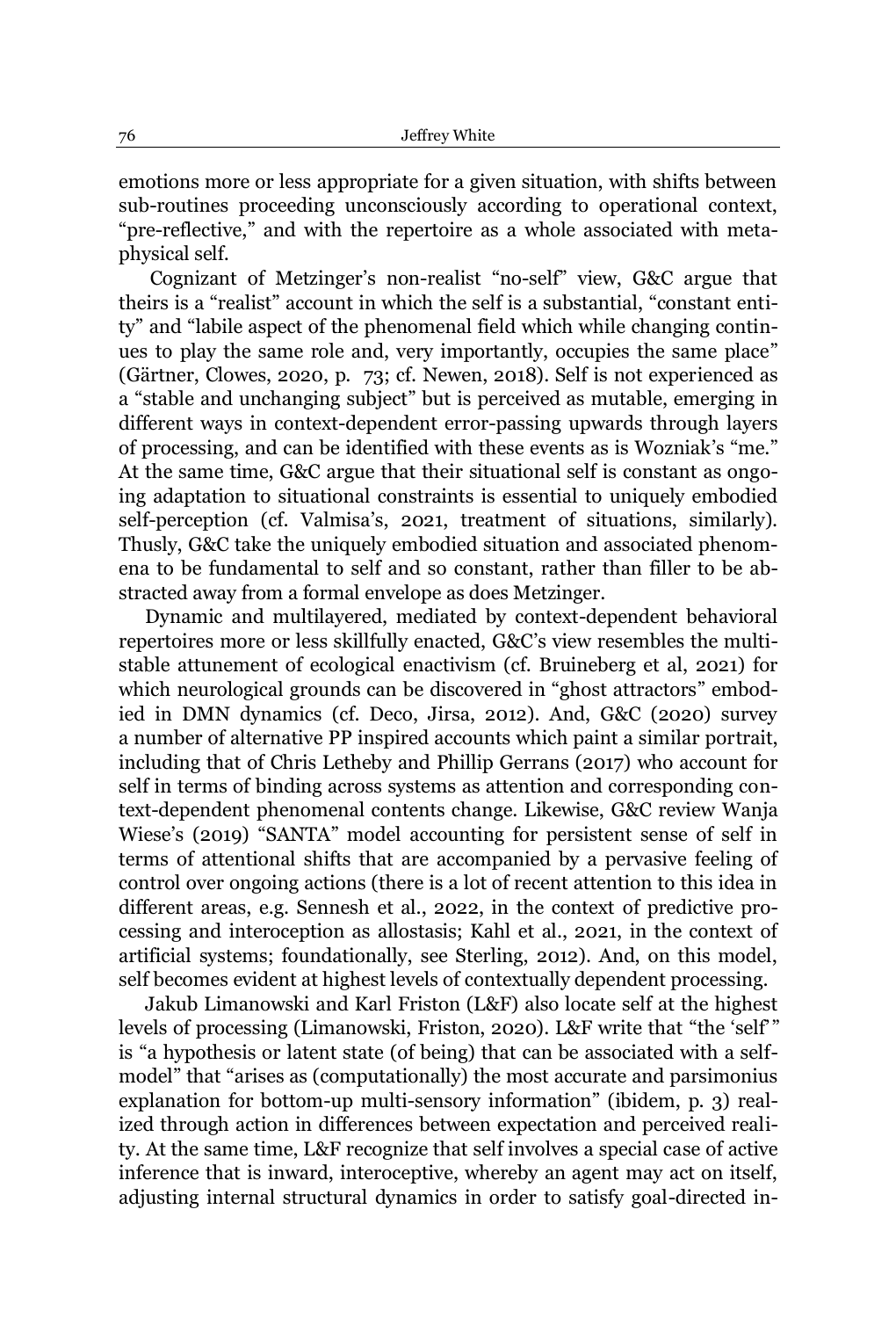emotions more or less appropriate for a given situation, with shifts between sub-routines proceeding unconsciously according to operational context, "pre-reflective," and with the repertoire as a whole associated with metaphysical self.

Cognizant of Metzinger's non-realist "no-self" view, G&C argue that theirs is a "realist" account in which the self is a substantial, "constant entity" and "labile aspect of the phenomenal field which while changing continues to play the same role and, very importantly, occupies the same place" (Gärtner, Clowes, 2020, p. 73; cf. Newen, 2018). Self is not experienced as a "stable and unchanging subject" but is perceived as mutable, emerging in different ways in context-dependent error-passing upwards through layers of processing, and can be identified with these events as is Wozniak's "me." At the same time, G&C argue that their situational self is constant as ongoing adaptation to situational constraints is essential to uniquely embodied self-perception (cf. Valmisa's, 2021, treatment of situations, similarly). Thusly, G&C take the uniquely embodied situation and associated phenomena to be fundamental to self and so constant, rather than filler to be abstracted away from a formal envelope as does Metzinger.

Dynamic and multilayered, mediated by context-dependent behavioral repertoires more or less skillfully enacted, G&C's view resembles the multistable attunement of ecological enactivism (cf. Bruineberg et al, 2021) for which neurological grounds can be discovered in "ghost attractors" embodied in DMN dynamics (cf. Deco, Jirsa, 2012). And, G&C (2020) survey a number of alternative PP inspired accounts which paint a similar portrait, including that of Chris Letheby and Phillip Gerrans (2017) who account for self in terms of binding across systems as attention and corresponding context-dependent phenomenal contents change. Likewise, G&C review Wanja Wiese's (2019) "SANTA" model accounting for persistent sense of self in terms of attentional shifts that are accompanied by a pervasive feeling of control over ongoing actions (there is a lot of recent attention to this idea in different areas, e.g. Sennesh et al., 2022, in the context of predictive processing and interoception as allostasis; Kahl et al., 2021, in the context of artificial systems; foundationally, see Sterling, 2012). And, on this model, self becomes evident at highest levels of contextually dependent processing.

Jakub Limanowski and Karl Friston (L&F) also locate self at the highest levels of processing (Limanowski, Friston, 2020). L&F write that "the 'self'" is "a hypothesis or latent state (of being) that can be associated with a self-model" that "arises as (computationally) the most accurate and parsimonius explanation for bottom-up multi-sensory information" (ibidem, p. 3) realized through action in differences between expectation and perceived reality. At the same time, L&F recognize that self involves a special case of active inference that is inward, interoceptive, whereby an agent may act on itself, adjusting internal structural dynamics in order to satisfy goal-directed in-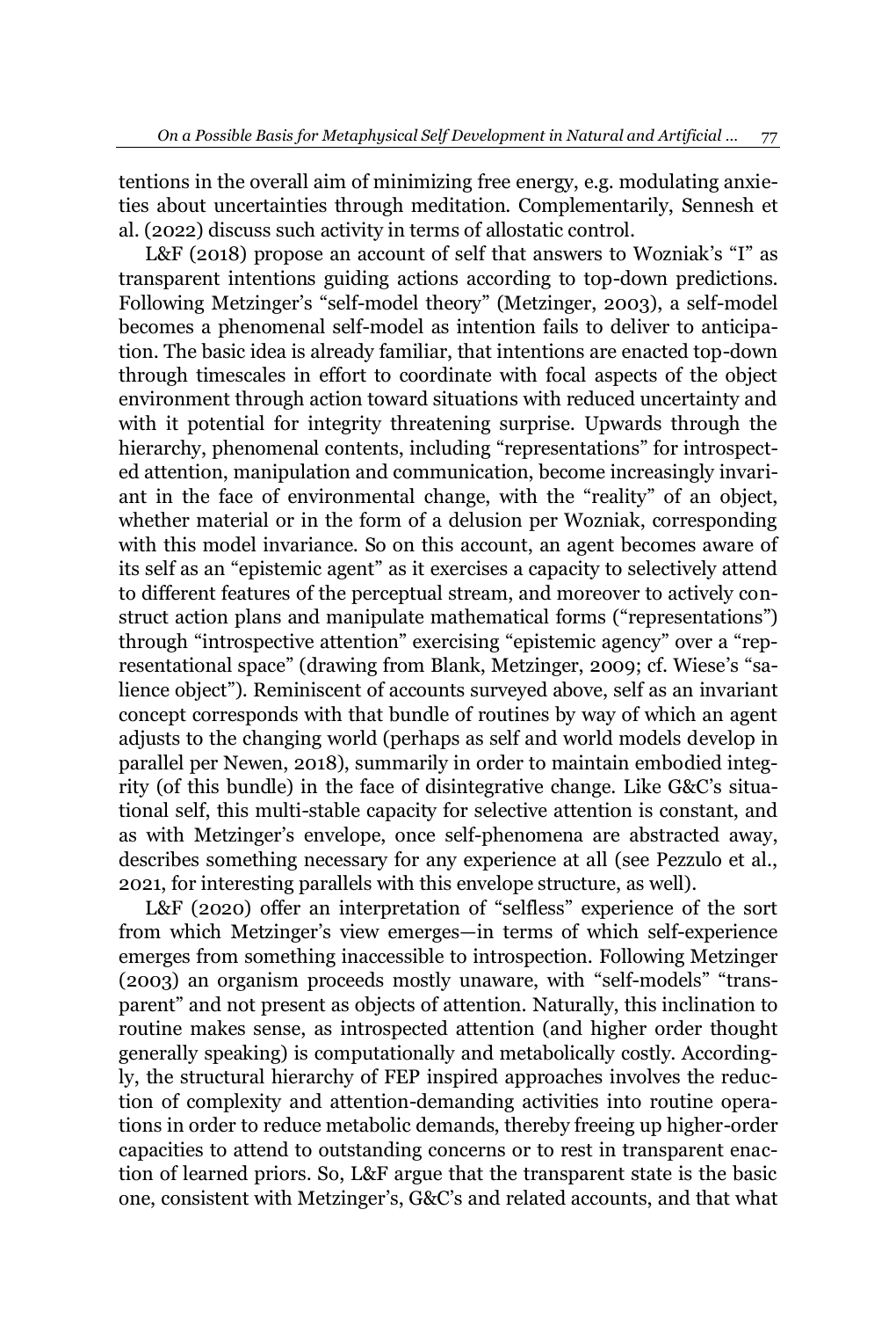tentions in the overall aim of minimizing free energy, e.g. modulating anxieties about uncertainties through meditation. Complementarily, Sennesh et al. (2022) discuss such activity in terms of allostatic control.

L&F (2018) propose an account of self that answers to Wozniak's "I" as transparent intentions guiding actions according to top-down predictions. Following Metzinger's "self-model theory" (Metzinger, 2003), a self-model becomes a phenomenal self-model as intention fails to deliver to anticipation. The basic idea is already familiar, that intentions are enacted top-down through timescales in effort to coordinate with focal aspects of the object environment through action toward situations with reduced uncertainty and with it potential for integrity threatening surprise. Upwards through the hierarchy, phenomenal contents, including "representations" for introspected attention, manipulation and communication, become increasingly invariant in the face of environmental change, with the "reality" of an object, whether material or in the form of a delusion per Wozniak, corresponding with this model invariance. So on this account, an agent becomes aware of its self as an "epistemic agent" as it exercises a capacity to selectively attend to different features of the perceptual stream, and moreover to actively construct action plans and manipulate mathematical forms ("representations") through "introspective attention" exercising "epistemic agency" over a "representational space" (drawing from Blank, Metzinger, 2009; cf. Wiese's "salience object"). Reminiscent of accounts surveyed above, self as an invariant concept corresponds with that bundle of routines by way of which an agent adjusts to the changing world (perhaps as self and world models develop in parallel per Newen, 2018), summarily in order to maintain embodied integrity (of this bundle) in the face of disintegrative change. Like G&C's situational self, this multi-stable capacity for selective attention is constant, and as with Metzinger's envelope, once self-phenomena are abstracted away, describes something necessary for any experience at all (see Pezzulo et al., 2021, for interesting parallels with this envelope structure, as well).

L&F (2020) offer an interpretation of "selfless" experience of the sort from which Metzinger's view emerges—in terms of which self-experience emerges from something inaccessible to introspection. Following Metzinger (2003) an organism proceeds mostly unaware, with "self-models" "transparent" and not present as objects of attention. Naturally, this inclination to routine makes sense, as introspected attention (and higher order thought generally speaking) is computationally and metabolically costly. Accordingly, the structural hierarchy of FEP inspired approaches involves the reduction of complexity and attention-demanding activities into routine operations in order to reduce metabolic demands, thereby freeing up higher-order capacities to attend to outstanding concerns or to rest in transparent enaction of learned priors. So, L&F argue that the transparent state is the basic one, consistent with Metzinger's, G&C's and related accounts, and that what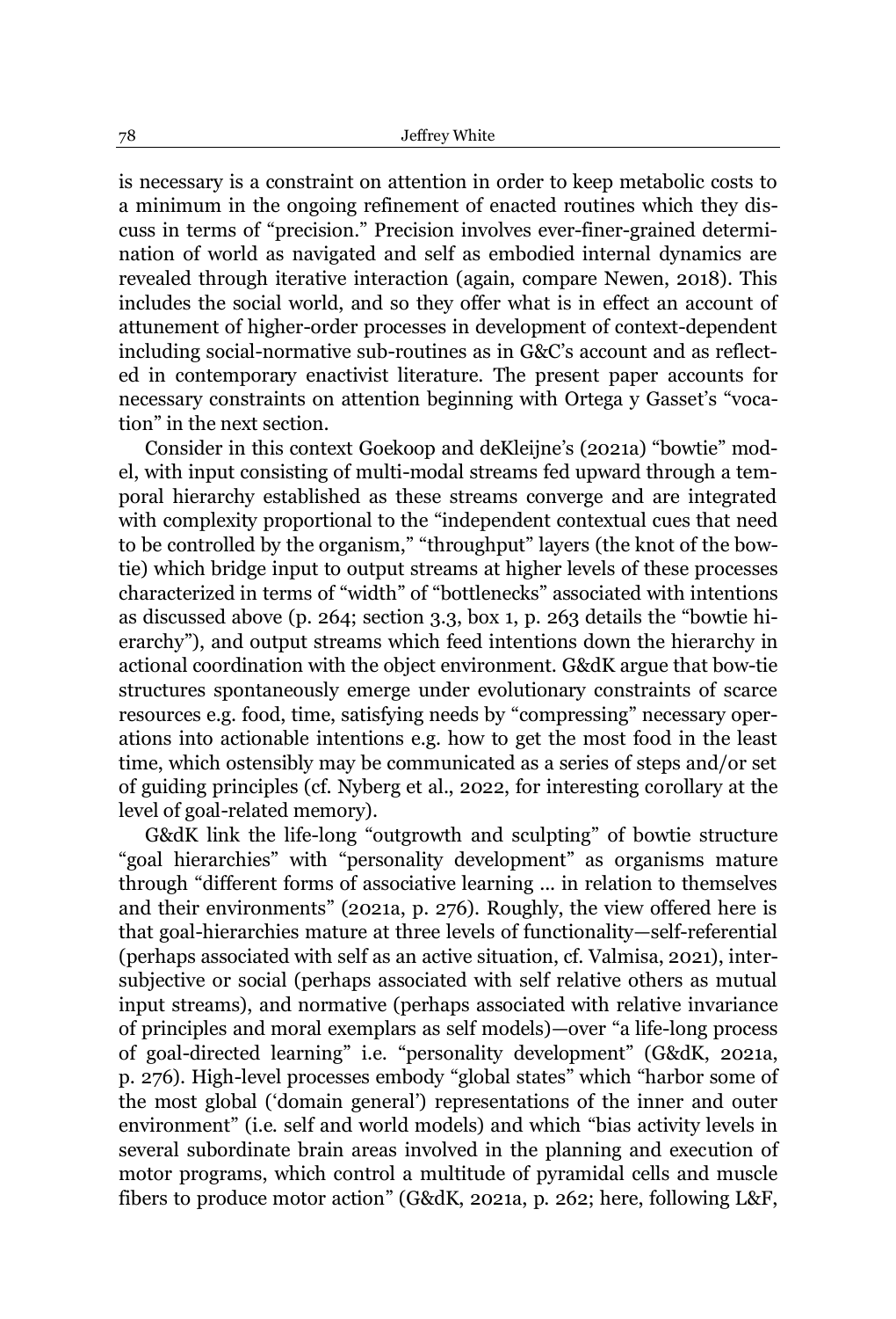is necessary is a constraint on attention in order to keep metabolic costs to a minimum in the ongoing refinement of enacted routines which they discuss in terms of "precision." Precision involves ever-finer-grained determination of world as navigated and self as embodied internal dynamics are revealed through iterative interaction (again, compare Newen, 2018). This includes the social world, and so they offer what is in effect an account of attunement of higher-order processes in development of context-dependent including social-normative sub-routines as in G&C's account and as reflected in contemporary enactivist literature. The present paper accounts for necessary constraints on attention beginning with Ortega y Gasset's "vocation" in the next section.

Consider in this context Goekoop and deKleijne's (2021a) "bowtie" model, with input consisting of multi-modal streams fed upward through a temporal hierarchy established as these streams converge and are integrated with complexity proportional to the "independent contextual cues that need to be controlled by the organism," "throughput" layers (the knot of the bowtie) which bridge input to output streams at higher levels of these processes characterized in terms of "width" of "bottlenecks" associated with intentions as discussed above (p. 264; section 3.3, box 1, p. 263 details the "bowtie hierarchy"), and output streams which feed intentions down the hierarchy in actional coordination with the object environment. G&dK argue that bow-tie structures spontaneously emerge under evolutionary constraints of scarce resources e.g. food, time, satisfying needs by "compressing" necessary operations into actionable intentions e.g. how to get the most food in the least time, which ostensibly may be communicated as a series of steps and/or set of guiding principles (cf. Nyberg et al., 2022, for interesting corollary at the level of goal-related memory).

G&dK link the life-long "outgrowth and sculpting" of bowtie structure "goal hierarchies" with "personality development" as organisms mature through "different forms of associative learning ... in relation to themselves and their environments" (2021a, p. 276). Roughly, the view offered here is that goal-hierarchies mature at three levels of functionality—self-referential (perhaps associated with self as an active situation, cf. Valmisa, 2021), intersubjective or social (perhaps associated with self relative others as mutual input streams), and normative (perhaps associated with relative invariance of principles and moral exemplars as self models)—over "a life-long process of goal-directed learning" i.e. "personality development" (G&dK, 2021a, p. 276). High-level processes embody "global states" which "harbor some of the most global ('domain general') representations of the inner and outer environment" (i.e. self and world models) and which "bias activity levels in several subordinate brain areas involved in the planning and execution of motor programs, which control a multitude of pyramidal cells and muscle fibers to produce motor action" (G&dK, 2021a, p. 262; here, following L&F,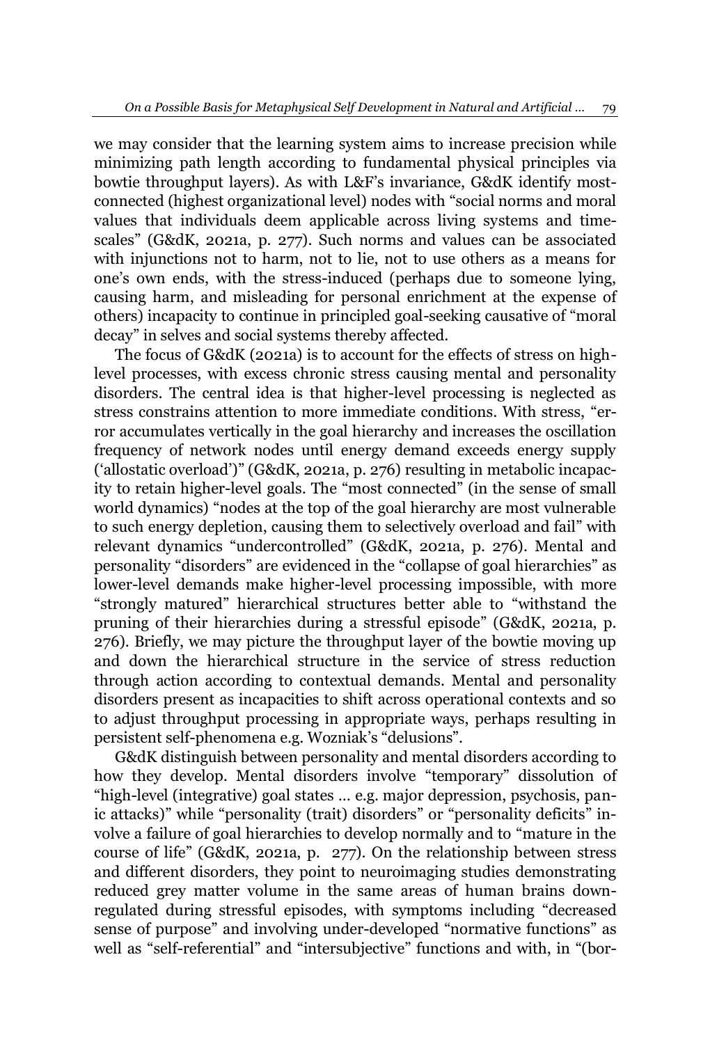we may consider that the learning system aims to increase precision while minimizing path length according to fundamental physical principles via bowtie throughput layers). As with L&F's invariance, G&dK identify most-connected (highest organizational level) nodes with "social norms and moral values that individuals deem applicable across living systems and time-scales" (G&dK, 2021a, p. 277). Such norms and values can be associated with injunctions not to harm, not to lie, not to use others as a means for one's own ends, with the stress-induced (perhaps due to someone lying, causing harm, and misleading for personal enrichment at the expense of others) incapacity to continue in principled goal-seeking causative of "moral decay" in selves and social systems thereby affected.

The focus of G&dK (2021a) is to account for the effects of stress on high-level processes, with excess chronic stress causing mental and personality disorders. The central idea is that higher-level processing is neglected as stress constrains attention to more immediate conditions. With stress, "error accumulates vertically in the goal hierarchy and increases the oscillation frequency of network nodes until energy demand exceeds energy supply ('allostatic overload')" (G&dK, 2021a, p. 276) resulting in metabolic incapacity to retain higher-level goals. The "most connected" (in the sense of small world dynamics) "nodes at the top of the goal hierarchy are most vulnerable to such energy depletion, causing them to selectively overload and fail" with relevant dynamics "undercontrolled" (G&dK, 2021a, p. 276). Mental and personality "disorders" are evidenced in the "collapse of goal hierarchies" as lower-level demands make higher-level processing impossible, with more "strongly matured" hierarchical structures better able to "withstand the pruning of their hierarchies during a stressful episode" (G&dK, 2021a, p. 276). Briefly, we may picture the throughput layer of the bowtie moving up and down the hierarchical structure in the service of stress reduction through action according to contextual demands. Mental and personality disorders present as incapacities to shift across operational contexts and so to adjust throughput processing in appropriate ways, perhaps resulting in persistent self-phenomena e.g. Wozniak's "delusions".

G&dK distinguish between personality and mental disorders according to how they develop. Mental disorders involve "temporary" dissolution of "high-level (integrative) goal states … e.g. major depression, psychosis, panic attacks)" while "personality (trait) disorders" or "personality deficits" involve a failure of goal hierarchies to develop normally and to "mature in the course of life" (G&dK, 2021a, p. 277). On the relationship between stress and different disorders, they point to neuroimaging studies demonstrating reduced grey matter volume in the same areas of human brains down-regulated during stressful episodes, with symptoms including "decreased sense of purpose" and involving under-developed "normative functions" as well as "self-referential" and "intersubjective" functions and with, in "(bor-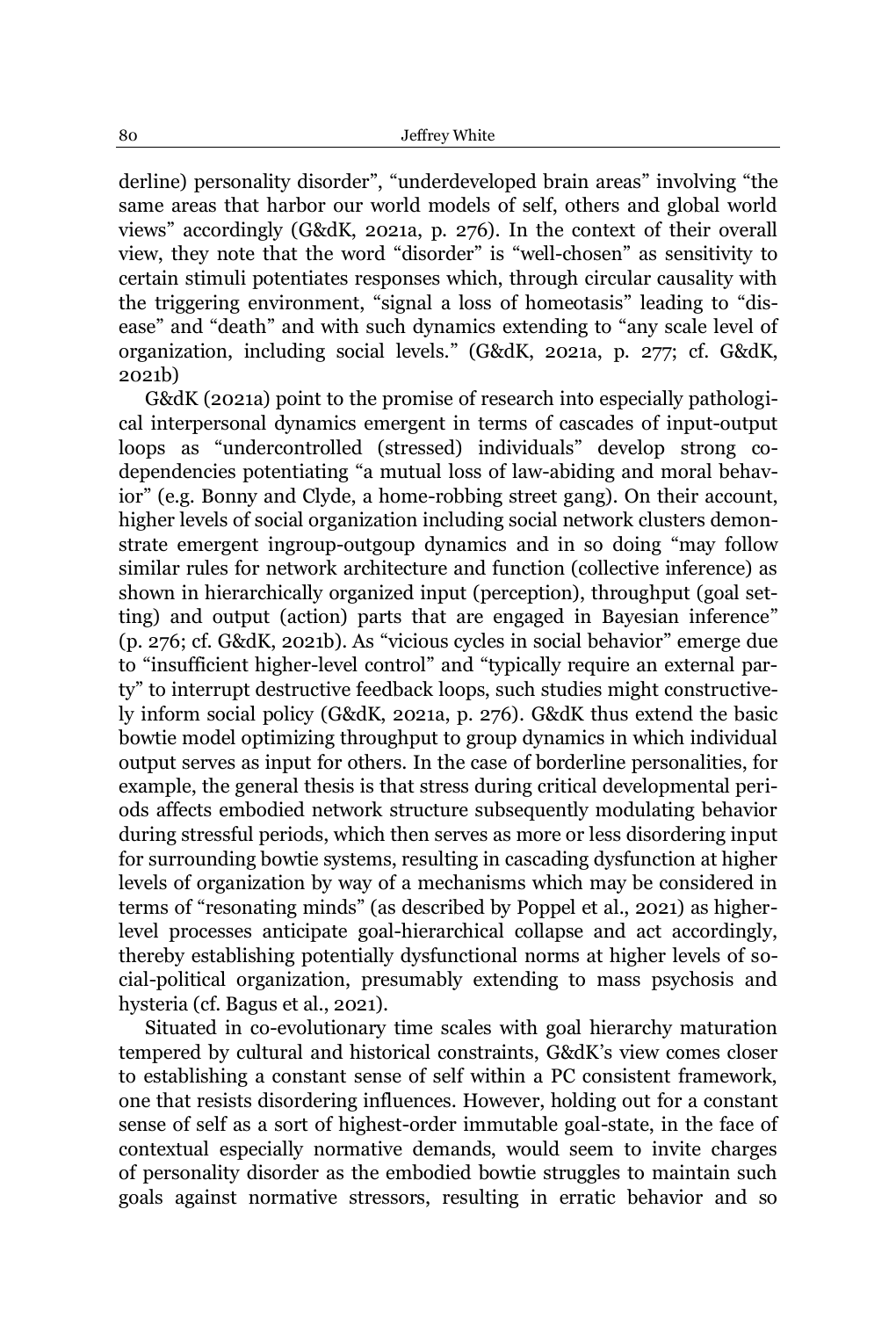derline) personality disorder", "underdeveloped brain areas" involving "the same areas that harbor our world models of self, others and global world views" accordingly (G&dK, 2021a, p. 276). In the context of their overall view, they note that the word "disorder" is "well-chosen" as sensitivity to certain stimuli potentiates responses which, through circular causality with the triggering environment, "signal a loss of homeotasis" leading to "disease" and "death" and with such dynamics extending to "any scale level of organization, including social levels." (G&dK, 2021a, p. 277; cf. G&dK, 2021b)

G&dK (2021a) point to the promise of research into especially pathological interpersonal dynamics emergent in terms of cascades of input-output loops as "undercontrolled (stressed) individuals" develop strong co-dependencies potentiating "a mutual loss of law-abiding and moral behavior" (e.g. Bonny and Clyde, a home-robbing street gang). On their account, higher levels of social organization including social network clusters demonstrate emergent ingroup-outgoup dynamics and in so doing "may follow similar rules for network architecture and function (collective inference) as shown in hierarchically organized input (perception), throughput (goal setting) and output (action) parts that are engaged in Bayesian inference" (p. 276; cf. G&dK, 2021b). As "vicious cycles in social behavior" emerge due to "insufficient higher-level control" and "typically require an external party" to interrupt destructive feedback loops, such studies might constructively inform social policy (G&dK, 2021a, p. 276). G&dK thus extend the basic bowtie model optimizing throughput to group dynamics in which individual output serves as input for others. In the case of borderline personalities, for example, the general thesis is that stress during critical developmental periods affects embodied network structure subsequently modulating behavior during stressful periods, which then serves as more or less disordering input for surrounding bowtie systems, resulting in cascading dysfunction at higher levels of organization by way of a mechanisms which may be considered in terms of "resonating minds" (as described by Poppel et al., 2021) as higher-level processes anticipate goal-hierarchical collapse and act accordingly, thereby establishing potentially dysfunctional norms at higher levels of social-political organization, presumably extending to mass psychosis and hysteria (cf. Bagus et al., 2021).

Situated in co-evolutionary time scales with goal hierarchy maturation tempered by cultural and historical constraints, G&dK's view comes closer to establishing a constant sense of self within a PC consistent framework, one that resists disordering influences. However, holding out for a constant sense of self as a sort of highest-order immutable goal-state, in the face of contextual especially normative demands, would seem to invite charges of personality disorder as the embodied bowtie struggles to maintain such goals against normative stressors, resulting in erratic behavior and so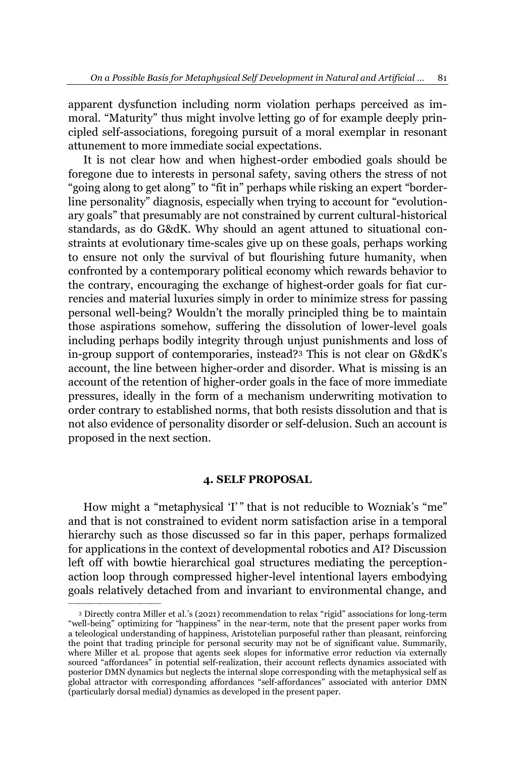apparent dysfunction including norm violation perhaps perceived as immoral. "Maturity" thus might involve letting go of for example deeply principled self-associations, foregoing pursuit of a moral exemplar in resonant attunement to more immediate social expectations.

It is not clear how and when highest-order embodied goals should be foregone due to interests in personal safety, saving others the stress of not "going along to get along" to "fit in" perhaps while risking an expert "borderline personality" diagnosis, especially when trying to account for "evolutionary goals" that presumably are not constrained by current cultural-historical standards, as do G&dK. Why should an agent attuned to situational constraints at evolutionary time-scales give up on these goals, perhaps working to ensure not only the survival of but flourishing future humanity, when confronted by a contemporary political economy which rewards behavior to the contrary, encouraging the exchange of highest-order goals for fiat currencies and material luxuries simply in order to minimize stress for passing personal well-being? Wouldn't the morally principled thing be to maintain those aspirations somehow, suffering the dissolution of lower-level goals including perhaps bodily integrity through unjust punishments and loss of in-group support of contemporaries, instead?[3] This is not clear on G&dK's account, the line between higher-order and disorder. What is missing is an account of the retention of higher-order goals in the face of more immediate pressures, ideally in the form of a mechanism underwriting motivation to order contrary to established norms, that both resists dissolution and that is not also evidence of personality disorder or self-delusion. Such an account is proposed in the next section.

## 4. SELF PROPOSAL

How might a "metaphysical 'I'" that is not reducible to Wozniak's "me" and that is not constrained to evident norm satisfaction arise in a temporal hierarchy such as those discussed so far in this paper, perhaps formalized for applications in the context of developmental robotics and AI? Discussion left off with bowtie hierarchical goal structures mediating the perception-action loop through compressed higher-level intentional layers embodying goals relatively detached from and invariant to environmental change, and

[3] Directly contra Miller et al.'s (2021) recommendation to relax "rigid" associations for long-term "well-being" optimizing for "happiness" in the near-term, note that the present paper works from a teleological understanding of happiness, Aristotelian purposeful rather than pleasant, reinforcing the point that trading principle for personal security may not be of significant value. Summarily, where Miller et al. propose that agents seek slopes for informative error reduction via externally sourced "affordances" in potential self-realization, their account reflects dynamics associated with posterior DMN dynamics but neglects the internal slope corresponding with the metaphysical self as global attractor with corresponding affordances "self-affordances" associated with anterior DMN (particularly dorsal medial) dynamics as developed in the present paper.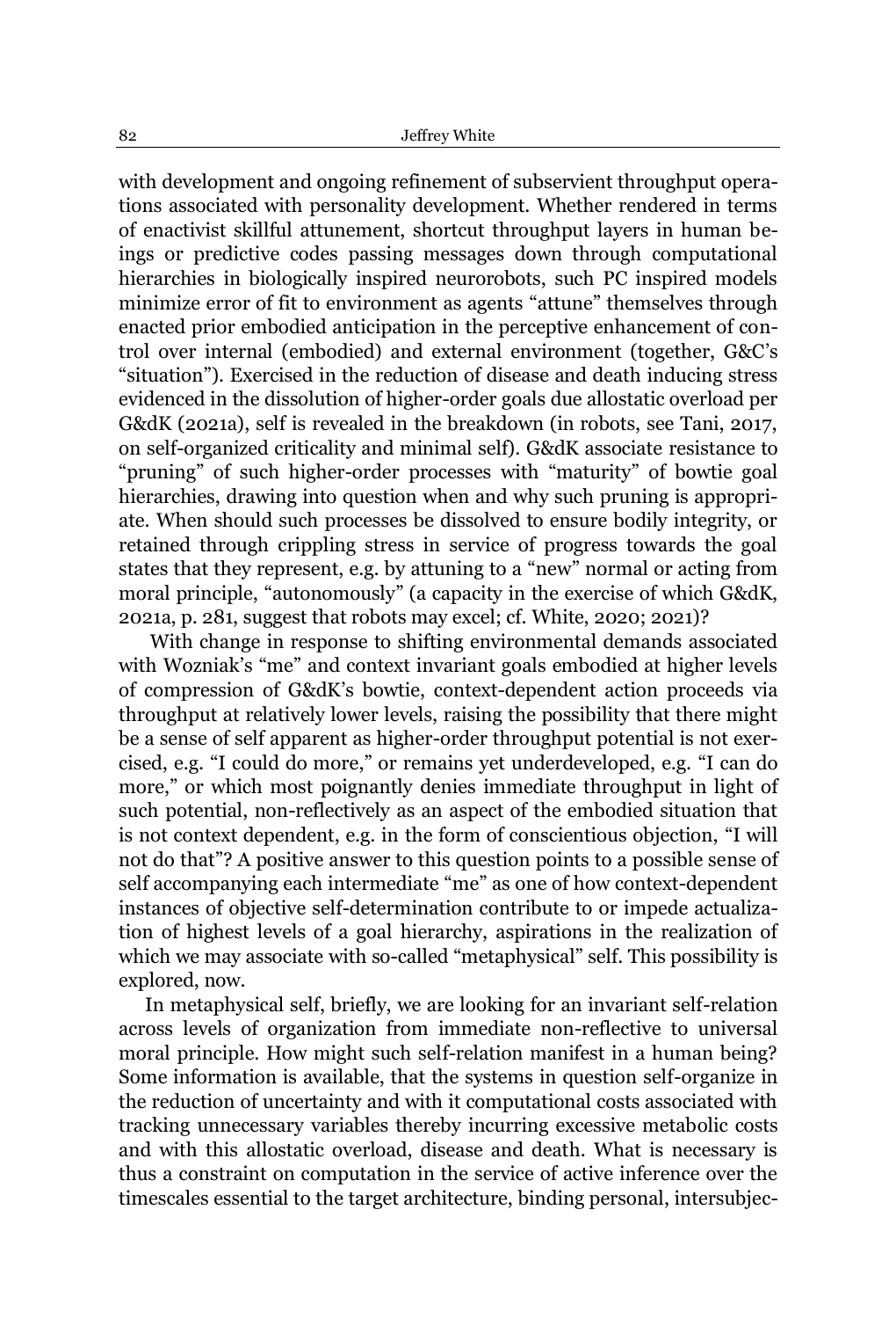with development and ongoing refinement of subservient throughput operations associated with personality development. Whether rendered in terms of enactivist skillful attunement, shortcut throughput layers in human beings or predictive codes passing messages down through computational hierarchies in biologically inspired neurorobots, such PC inspired models minimize error of fit to environment as agents "attune" themselves through enacted prior embodied anticipation in the perceptive enhancement of control over internal (embodied) and external environment (together, G&C's "situation"). Exercised in the reduction of disease and death inducing stress evidenced in the dissolution of higher-order goals due allostatic overload per G&dK (2021a), self is revealed in the breakdown (in robots, see Tani, 2017, on self-organized criticality and minimal self). G&dK associate resistance to "pruning" of such higher-order processes with "maturity" of bowtie goal hierarchies, drawing into question when and why such pruning is appropriate. When should such processes be dissolved to ensure bodily integrity, or retained through crippling stress in service of progress towards the goal states that they represent, e.g. by attuning to a "new" normal or acting from moral principle, "autonomously" (a capacity in the exercise of which G&dK, 2021a, p. 281, suggest that robots may excel; cf. White, 2020; 2021)?

With change in response to shifting environmental demands associated with Wozniak's "me" and context invariant goals embodied at higher levels of compression of G&dK's bowtie, context-dependent action proceeds via throughput at relatively lower levels, raising the possibility that there might be a sense of self apparent as higher-order throughput potential is not exercised, e.g. "I could do more," or remains yet underdeveloped, e.g. "I can do more," or which most poignantly denies immediate throughput in light of such potential, non-reflectively as an aspect of the embodied situation that is not context dependent, e.g. in the form of conscientious objection, "I will not do that"? A positive answer to this question points to a possible sense of self accompanying each intermediate "me" as one of how context-dependent instances of objective self-determination contribute to or impede actualization of highest levels of a goal hierarchy, aspirations in the realization of which we may associate with so-called "metaphysical" self. This possibility is explored, now.

In metaphysical self, briefly, we are looking for an invariant self-relation across levels of organization from immediate non-reflective to universal moral principle. How might such self-relation manifest in a human being? Some information is available, that the systems in question self-organize in the reduction of uncertainty and with it computational costs associated with tracking unnecessary variables thereby incurring excessive metabolic costs and with this allostatic overload, disease and death. What is necessary is thus a constraint on computation in the service of active inference over the timescales essential to the target architecture, binding personal, intersubjec-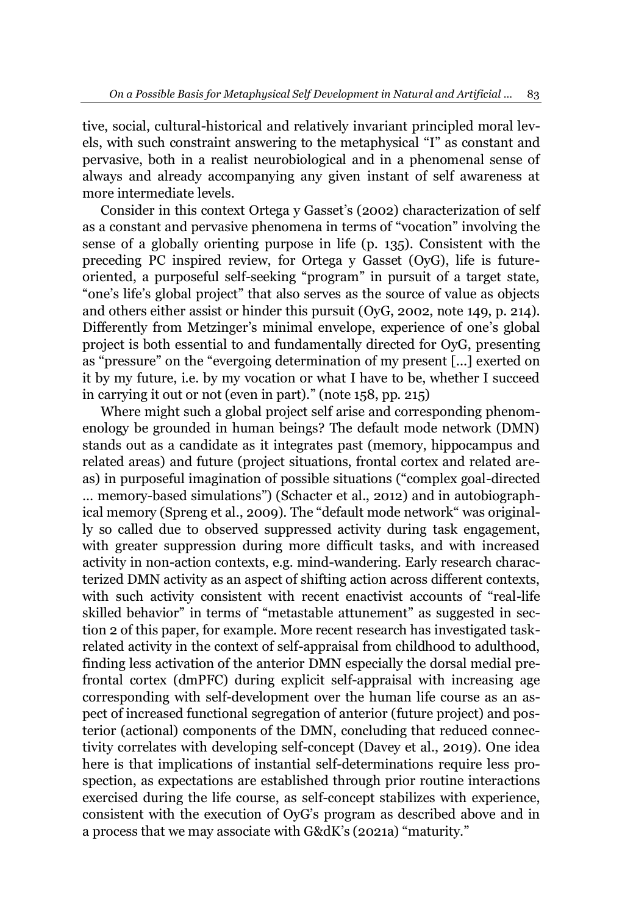tive, social, cultural-historical and relatively invariant principled moral levels, with such constraint answering to the metaphysical "I" as constant and pervasive, both in a realist neurobiological and in a phenomenal sense of always and already accompanying any given instant of self awareness at more intermediate levels.

Consider in this context Ortega y Gasset's (2002) characterization of self as a constant and pervasive phenomena in terms of "vocation" involving the sense of a globally orienting purpose in life (p. 135). Consistent with the preceding PC inspired review, for Ortega y Gasset (OyG), life is future-oriented, a purposeful self-seeking "program" in pursuit of a target state, "one's life's global project" that also serves as the source of value as objects and others either assist or hinder this pursuit (OyG, 2002, note 149, p. 214). Differently from Metzinger's minimal envelope, experience of one's global project is both essential to and fundamentally directed for OyG, presenting as "pressure" on the "evergoing determination of my present [...] exerted on it by my future, i.e. by my vocation or what I have to be, whether I succeed in carrying it out or not (even in part)." (note 158, pp. 215)

Where might such a global project self arise and corresponding phenomenology be grounded in human beings? The default mode network (DMN) stands out as a candidate as it integrates past (memory, hippocampus and related areas) and future (project situations, frontal cortex and related areas) in purposeful imagination of possible situations ("complex goal-directed ... memory-based simulations") (Schacter et al., 2012) and in autobiographical memory (Spreng et al., 2009). The "default mode network" was originally so called due to observed suppressed activity during task engagement, with greater suppression during more difficult tasks, and with increased activity in non-action contexts, e.g. mind-wandering. Early research characterized DMN activity as an aspect of shifting action across different contexts, with such activity consistent with recent enactivist accounts of "real-life skilled behavior" in terms of "metastable attunement" as suggested in section 2 of this paper, for example. More recent research has investigated task-related activity in the context of self-appraisal from childhood to adulthood, finding less activation of the anterior DMN especially the dorsal medial prefrontal cortex (dmPFC) during explicit self-appraisal with increasing age corresponding with self-development over the human life course as an aspect of increased functional segregation of anterior (future project) and posterior (actional) components of the DMN, concluding that reduced connectivity correlates with developing self-concept (Davey et al., 2019). One idea here is that implications of instantial self-determinations require less prospection, as expectations are established through prior routine interactions exercised during the life course, as self-concept stabilizes with experience, consistent with the execution of OyG's program as described above and in a process that we may associate with G&dK's (2021a) "maturity."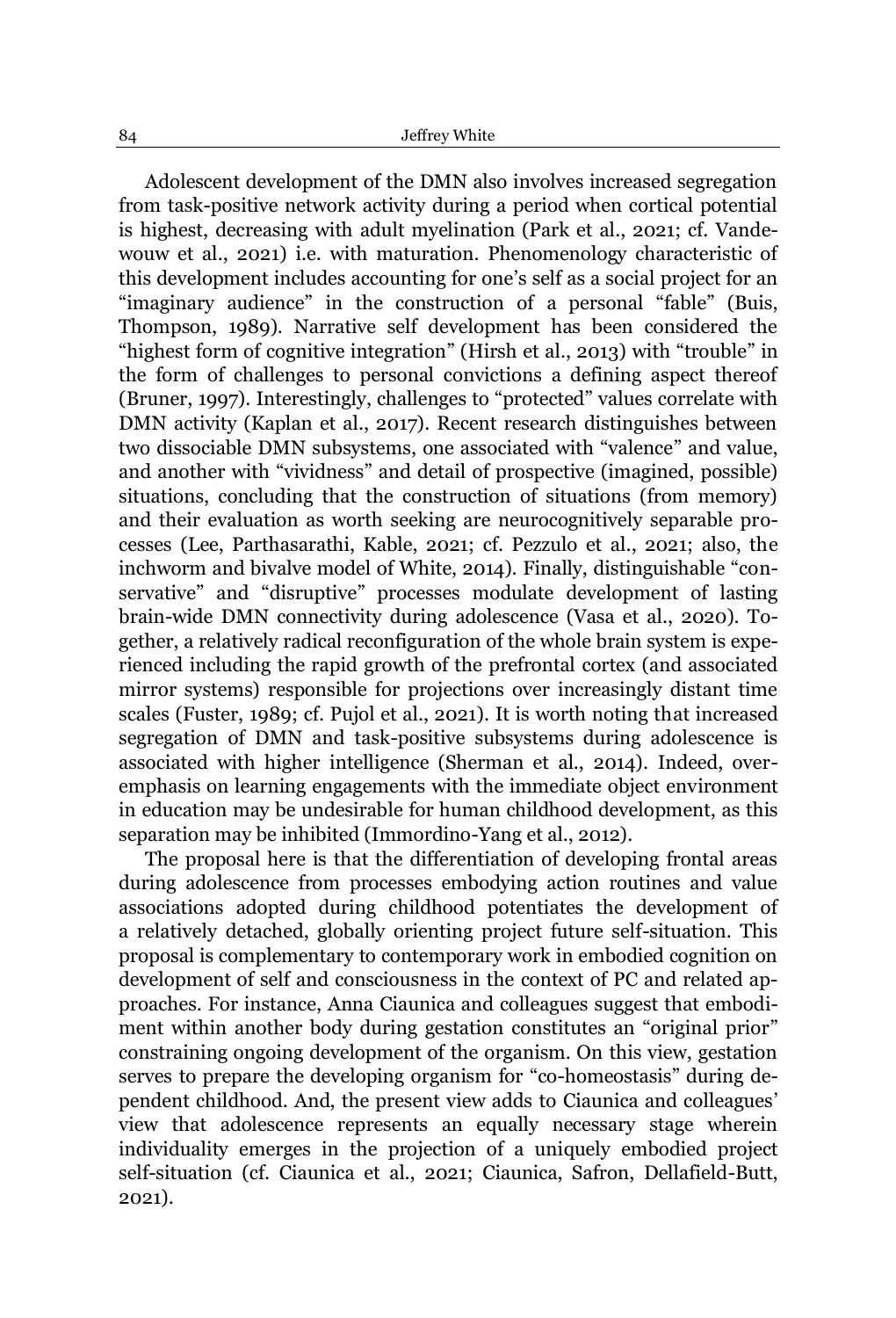Adolescent development of the DMN also involves increased segregation from task-positive network activity during a period when cortical potential is highest, decreasing with adult myelination (Park et al., 2021; cf. Vandewouw et al., 2021) i.e. with maturation. Phenomenology characteristic of this development includes accounting for one's self as a social project for an "imaginary audience" in the construction of a personal "fable" (Buis, Thompson, 1989). Narrative self development has been considered the "highest form of cognitive integration" (Hirsh et al., 2013) with "trouble" in the form of challenges to personal convictions a defining aspect thereof (Bruner, 1997). Interestingly, challenges to "protected" values correlate with DMN activity (Kaplan et al., 2017). Recent research distinguishes between two dissociable DMN subsystems, one associated with "valence" and value, and another with "vividness" and detail of prospective (imagined, possible) situations, concluding that the construction of situations (from memory) and their evaluation as worth seeking are neurocognitively separable processes (Lee, Parthasarathi, Kable, 2021; cf. Pezzulo et al., 2021; also, the inchworm and bivalve model of White, 2014). Finally, distinguishable "conservative" and "disruptive" processes modulate development of lasting brain-wide DMN connectivity during adolescence (Vasa et al., 2020). Together, a relatively radical reconfiguration of the whole brain system is experienced including the rapid growth of the prefrontal cortex (and associated mirror systems) responsible for projections over increasingly distant time scales (Fuster, 1989; cf. Pujol et al., 2021). It is worth noting that increased segregation of DMN and task-positive subsystems during adolescence is associated with higher intelligence (Sherman et al., 2014). Indeed, overemphasis on learning engagements with the immediate object environment in education may be undesirable for human childhood development, as this separation may be inhibited (Immordino-Yang et al., 2012).

The proposal here is that the differentiation of developing frontal areas during adolescence from processes embodying action routines and value associations adopted during childhood potentiates the development of a relatively detached, globally orienting project future self-situation. This proposal is complementary to contemporary work in embodied cognition on development of self and consciousness in the context of PC and related approaches. For instance, Anna Ciaunica and colleagues suggest that embodiment within another body during gestation constitutes an "original prior" constraining ongoing development of the organism. On this view, gestation serves to prepare the developing organism for "co-homeostasis" during dependent childhood. And, the present view adds to Ciaunica and colleagues' view that adolescence represents an equally necessary stage wherein individuality emerges in the projection of a uniquely embodied project self-situation (cf. Ciaunica et al., 2021; Ciaunica, Safron, Dellafield-Butt, 2021).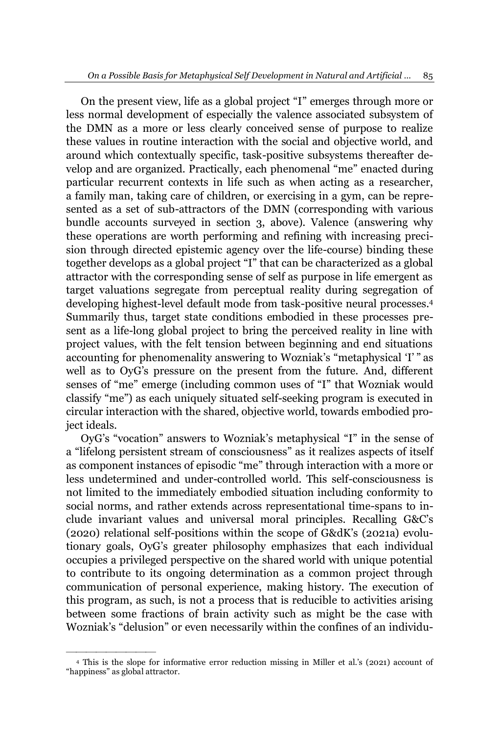On the present view, life as a global project "I" emerges through more or less normal development of especially the valence associated subsystem of the DMN as a more or less clearly conceived sense of purpose to realize these values in routine interaction with the social and objective world, and around which contextually specific, task-positive subsystems thereafter develop and are organized. Practically, each phenomenal "me" enacted during particular recurrent contexts in life such as when acting as a researcher, a family man, taking care of children, or exercising in a gym, can be represented as a set of sub-attractors of the DMN (corresponding with various bundle accounts surveyed in section 3, above). Valence (answering why these operations are worth performing and refining with increasing precision through directed epistemic agency over the life-course) binding these together develops as a global project "I" that can be characterized as a global attractor with the corresponding sense of self as purpose in life emergent as target valuations segregate from perceptual reality during segregation of developing highest-level default mode from task-positive neural processes.[4] Summarily thus, target state conditions embodied in these processes present as a life-long global project to bring the perceived reality in line with project values, with the felt tension between beginning and end situations accounting for phenomenality answering to Wozniak's "metaphysical 'I' " as well as to OyG's pressure on the present from the future. And, different senses of "me" emerge (including common uses of "I" that Wozniak would classify "me") as each uniquely situated self-seeking program is executed in circular interaction with the shared, objective world, towards embodied project ideals.

OyG's "vocation" answers to Wozniak's metaphysical "I" in the sense of a "lifelong persistent stream of consciousness" as it realizes aspects of itself as component instances of episodic "me" through interaction with a more or less undetermined and under-controlled world. This self-consciousness is not limited to the immediately embodied situation including conformity to social norms, and rather extends across representational time-spans to include invariant values and universal moral principles. Recalling G&C's (2020) relational self-positions within the scope of G&dK's (2021a) evolutionary goals, OyG's greater philosophy emphasizes that each individual occupies a privileged perspective on the shared world with unique potential to contribute to its ongoing determination as a common project through communication of personal experience, making history. The execution of this program, as such, is not a process that is reducible to activities arising between some fractions of brain activity such as might be the case with Wozniak's "delusion" or even necessarily within the confines of an individu-

[4] This is the slope for informative error reduction missing in Miller et al.'s (2021) account of "happiness" as global attractor.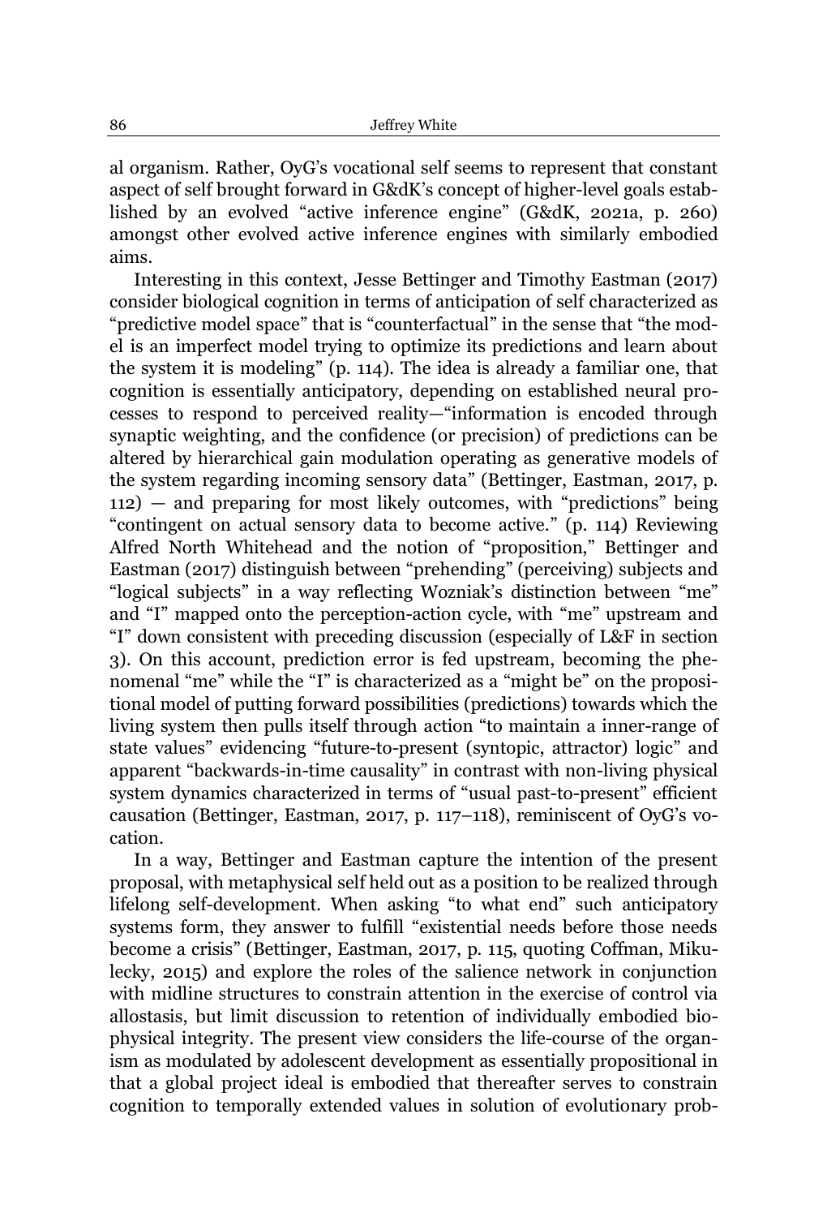al organism. Rather, OyG's vocational self seems to represent that constant aspect of self brought forward in G&dK's concept of higher-level goals established by an evolved "active inference engine" (G&dK, 2021a, p. 260) amongst other evolved active inference engines with similarly embodied aims.

Interesting in this context, Jesse Bettinger and Timothy Eastman (2017) consider biological cognition in terms of anticipation of self characterized as "predictive model space" that is "counterfactual" in the sense that "the model is an imperfect model trying to optimize its predictions and learn about the system it is modeling" (p. 114). The idea is already a familiar one, that cognition is essentially anticipatory, depending on established neural processes to respond to perceived reality—"information is encoded through synaptic weighting, and the confidence (or precision) of predictions can be altered by hierarchical gain modulation operating as generative models of the system regarding incoming sensory data" (Bettinger, Eastman, 2017, p. 112) — and preparing for most likely outcomes, with "predictions" being "contingent on actual sensory data to become active." (p. 114) Reviewing Alfred North Whitehead and the notion of "proposition," Bettinger and Eastman (2017) distinguish between "prehending" (perceiving) subjects and "logical subjects" in a way reflecting Wozniak's distinction between "me" and "I" mapped onto the perception-action cycle, with "me" upstream and "I" down consistent with preceding discussion (especially of L&F in section 3). On this account, prediction error is fed upstream, becoming the phenomenal "me" while the "I" is characterized as a "might be" on the propositional model of putting forward possibilities (predictions) towards which the living system then pulls itself through action "to maintain a inner-range of state values" evidencing "future-to-present (syntopic, attractor) logic" and apparent "backwards-in-time causality" in contrast with non-living physical system dynamics characterized in terms of "usual past-to-present" efficient causation (Bettinger, Eastman, 2017, p. 117–118), reminiscent of OyG's vocation.

In a way, Bettinger and Eastman capture the intention of the present proposal, with metaphysical self held out as a position to be realized through lifelong self-development. When asking "to what end" such anticipatory systems form, they answer to fulfill "existential needs before those needs become a crisis" (Bettinger, Eastman, 2017, p. 115, quoting Coffman, Mikulecky, 2015) and explore the roles of the salience network in conjunction with midline structures to constrain attention in the exercise of control via allostasis, but limit discussion to retention of individually embodied biophysical integrity. The present view considers the life-course of the organism as modulated by adolescent development as essentially propositional in that a global project ideal is embodied that thereafter serves to constrain cognition to temporally extended values in solution of evolutionary prob-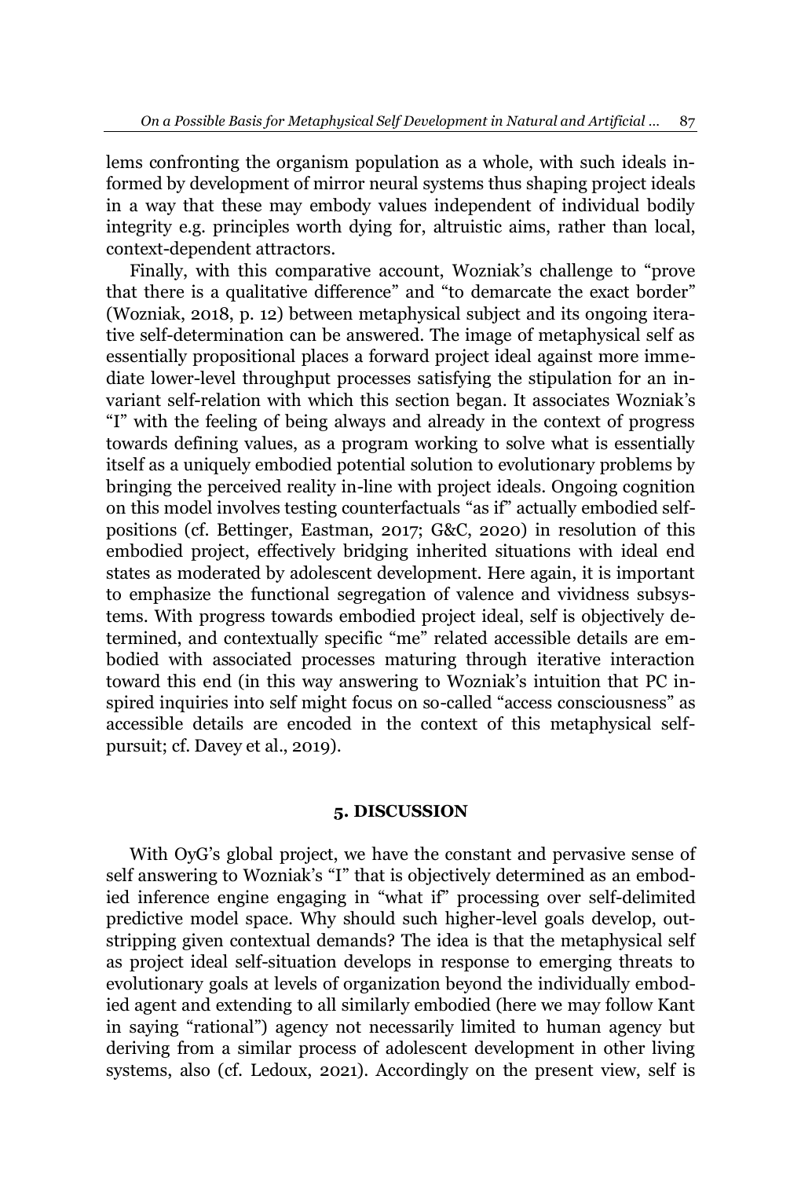lems confronting the organism population as a whole, with such ideals informed by development of mirror neural systems thus shaping project ideals in a way that these may embody values independent of individual bodily integrity e.g. principles worth dying for, altruistic aims, rather than local, context-dependent attractors.

Finally, with this comparative account, Wozniak's challenge to "prove that there is a qualitative difference" and "to demarcate the exact border" (Wozniak, 2018, p. 12) between metaphysical subject and its ongoing iterative self-determination can be answered. The image of metaphysical self as essentially propositional places a forward project ideal against more immediate lower-level throughput processes satisfying the stipulation for an invariant self-relation with which this section began. It associates Wozniak's "I" with the feeling of being always and already in the context of progress towards defining values, as a program working to solve what is essentially itself as a uniquely embodied potential solution to evolutionary problems by bringing the perceived reality in-line with project ideals. Ongoing cognition on this model involves testing counterfactuals "as if" actually embodied self-positions (cf. Bettinger, Eastman, 2017; G&C, 2020) in resolution of this embodied project, effectively bridging inherited situations with ideal end states as moderated by adolescent development. Here again, it is important to emphasize the functional segregation of valence and vividness subsystems. With progress towards embodied project ideal, self is objectively determined, and contextually specific "me" related accessible details are embodied with associated processes maturing through iterative interaction toward this end (in this way answering to Wozniak's intuition that PC inspired inquiries into self might focus on so-called "access consciousness" as accessible details are encoded in the context of this metaphysical self-pursuit; cf. Davey et al., 2019).

## 5. DISCUSSION

With OyG's global project, we have the constant and pervasive sense of self answering to Wozniak's "I" that is objectively determined as an embodied inference engine engaging in "what if" processing over self-delimited predictive model space. Why should such higher-level goals develop, outstripping given contextual demands? The idea is that the metaphysical self as project ideal self-situation develops in response to emerging threats to evolutionary goals at levels of organization beyond the individually embodied agent and extending to all similarly embodied (here we may follow Kant in saying "rational") agency not necessarily limited to human agency but deriving from a similar process of adolescent development in other living systems, also (cf. Ledoux, 2021). Accordingly on the present view, self is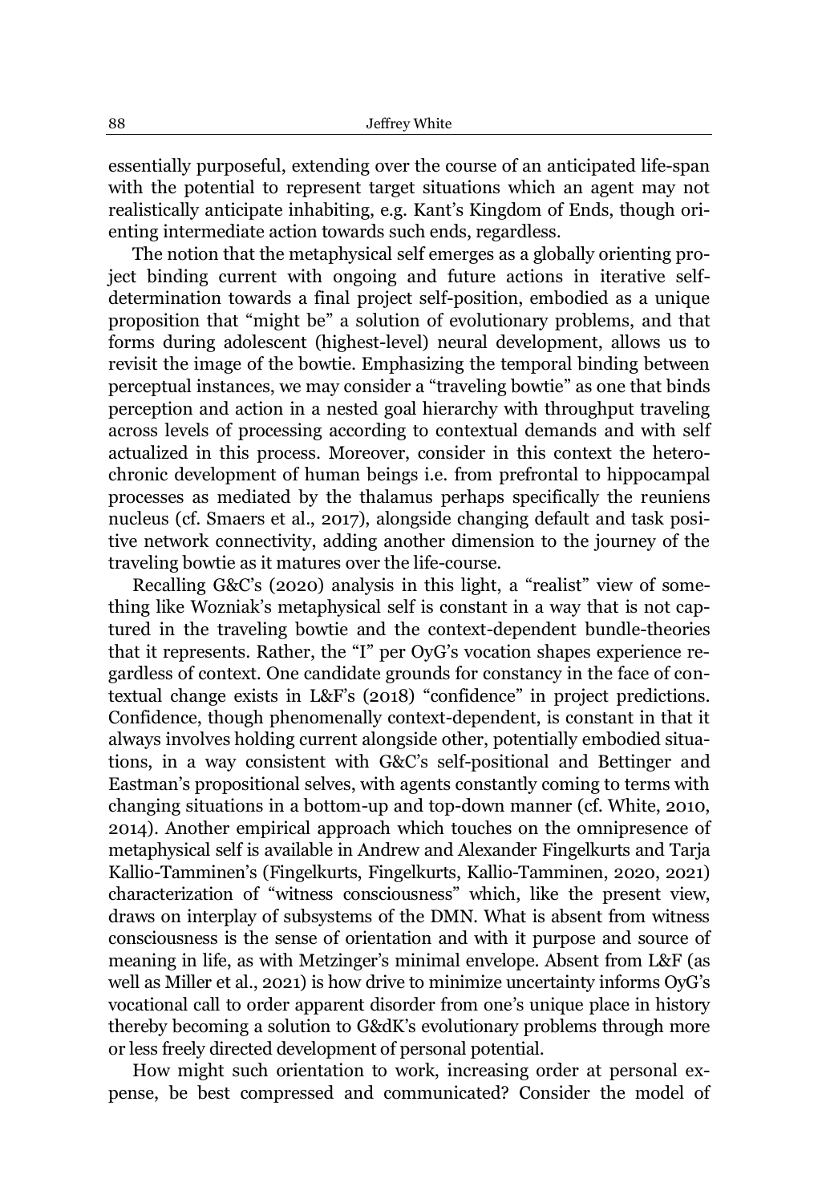essentially purposeful, extending over the course of an anticipated life-span with the potential to represent target situations which an agent may not realistically anticipate inhabiting, e.g. Kant's Kingdom of Ends, though orienting intermediate action towards such ends, regardless.

The notion that the metaphysical self emerges as a globally orienting project binding current with ongoing and future actions in iterative self-determination towards a final project self-position, embodied as a unique proposition that "might be" a solution of evolutionary problems, and that forms during adolescent (highest-level) neural development, allows us to revisit the image of the bowtie. Emphasizing the temporal binding between perceptual instances, we may consider a "traveling bowtie" as one that binds perception and action in a nested goal hierarchy with throughput traveling across levels of processing according to contextual demands and with self actualized in this process. Moreover, consider in this context the heterochronic development of human beings i.e. from prefrontal to hippocampal processes as mediated by the thalamus perhaps specifically the reuniens nucleus (cf. Smaers et al., 2017), alongside changing default and task positive network connectivity, adding another dimension to the journey of the traveling bowtie as it matures over the life-course.

Recalling G&C's (2020) analysis in this light, a "realist" view of something like Wozniak's metaphysical self is constant in a way that is not captured in the traveling bowtie and the context-dependent bundle-theories that it represents. Rather, the "I" per OyG's vocation shapes experience regardless of context. One candidate grounds for constancy in the face of contextual change exists in L&F's (2018) "confidence" in project predictions. Confidence, though phenomenally context-dependent, is constant in that it always involves holding current alongside other, potentially embodied situations, in a way consistent with G&C's self-positional and Bettinger and Eastman's propositional selves, with agents constantly coming to terms with changing situations in a bottom-up and top-down manner (cf. White, 2010, 2014). Another empirical approach which touches on the omnipresence of metaphysical self is available in Andrew and Alexander Fingelkurts and Tarja Kallio-Tamminen's (Fingelkurts, Fingelkurts, Kallio-Tamminen, 2020, 2021) characterization of "witness consciousness" which, like the present view, draws on interplay of subsystems of the DMN. What is absent from witness consciousness is the sense of orientation and with it purpose and source of meaning in life, as with Metzinger's minimal envelope. Absent from L&F (as well as Miller et al., 2021) is how drive to minimize uncertainty informs OyG's vocational call to order apparent disorder from one's unique place in history thereby becoming a solution to G&dK's evolutionary problems through more or less freely directed development of personal potential.

How might such orientation to work, increasing order at personal expense, be best compressed and communicated? Consider the model of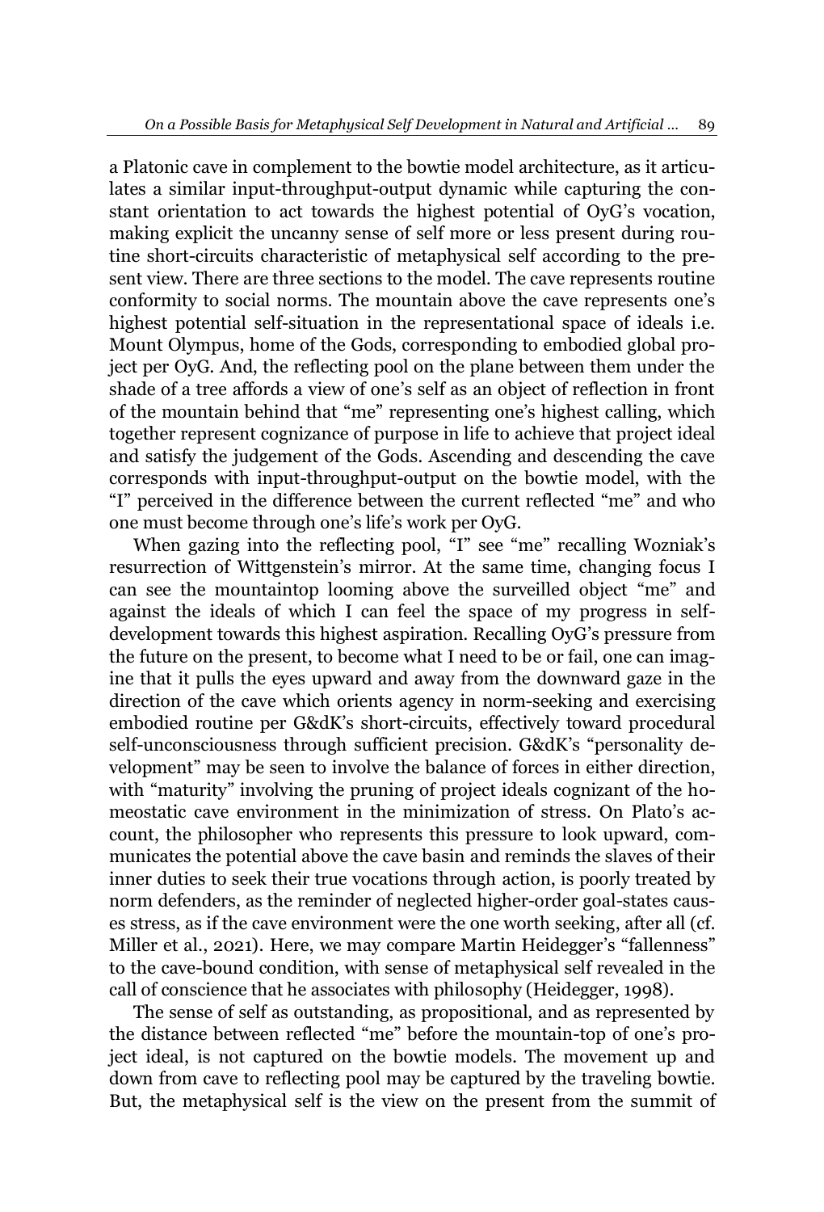a Platonic cave in complement to the bowtie model architecture, as it articulates a similar input-throughput-output dynamic while capturing the constant orientation to act towards the highest potential of OyG's vocation, making explicit the uncanny sense of self more or less present during routine short-circuits characteristic of metaphysical self according to the present view. There are three sections to the model. The cave represents routine conformity to social norms. The mountain above the cave represents one's highest potential self-situation in the representational space of ideals i.e. Mount Olympus, home of the Gods, corresponding to embodied global project per OyG. And, the reflecting pool on the plane between them under the shade of a tree affords a view of one's self as an object of reflection in front of the mountain behind that "me" representing one's highest calling, which together represent cognizance of purpose in life to achieve that project ideal and satisfy the judgement of the Gods. Ascending and descending the cave corresponds with input-throughput-output on the bowtie model, with the "I" perceived in the difference between the current reflected "me" and who one must become through one's life's work per OyG.

When gazing into the reflecting pool, "I" see "me" recalling Wozniak's resurrection of Wittgenstein's mirror. At the same time, changing focus I can see the mountaintop looming above the surveilled object "me" and against the ideals of which I can feel the space of my progress in self-development towards this highest aspiration. Recalling OyG's pressure from the future on the present, to become what I need to be or fail, one can imagine that it pulls the eyes upward and away from the downward gaze in the direction of the cave which orients agency in norm-seeking and exercising embodied routine per G&dK's short-circuits, effectively toward procedural self-unconsciousness through sufficient precision. G&dK's "personality development" may be seen to involve the balance of forces in either direction, with "maturity" involving the pruning of project ideals cognizant of the homeostatic cave environment in the minimization of stress. On Plato's account, the philosopher who represents this pressure to look upward, communicates the potential above the cave basin and reminds the slaves of their inner duties to seek their true vocations through action, is poorly treated by norm defenders, as the reminder of neglected higher-order goal-states causes stress, as if the cave environment were the one worth seeking, after all (cf. Miller et al., 2021). Here, we may compare Martin Heidegger's "fallenness" to the cave-bound condition, with sense of metaphysical self revealed in the call of conscience that he associates with philosophy (Heidegger, 1998).

The sense of self as outstanding, as propositional, and as represented by the distance between reflected "me" before the mountain-top of one's project ideal, is not captured on the bowtie models. The movement up and down from cave to reflecting pool may be captured by the traveling bowtie. But, the metaphysical self is the view on the present from the summit of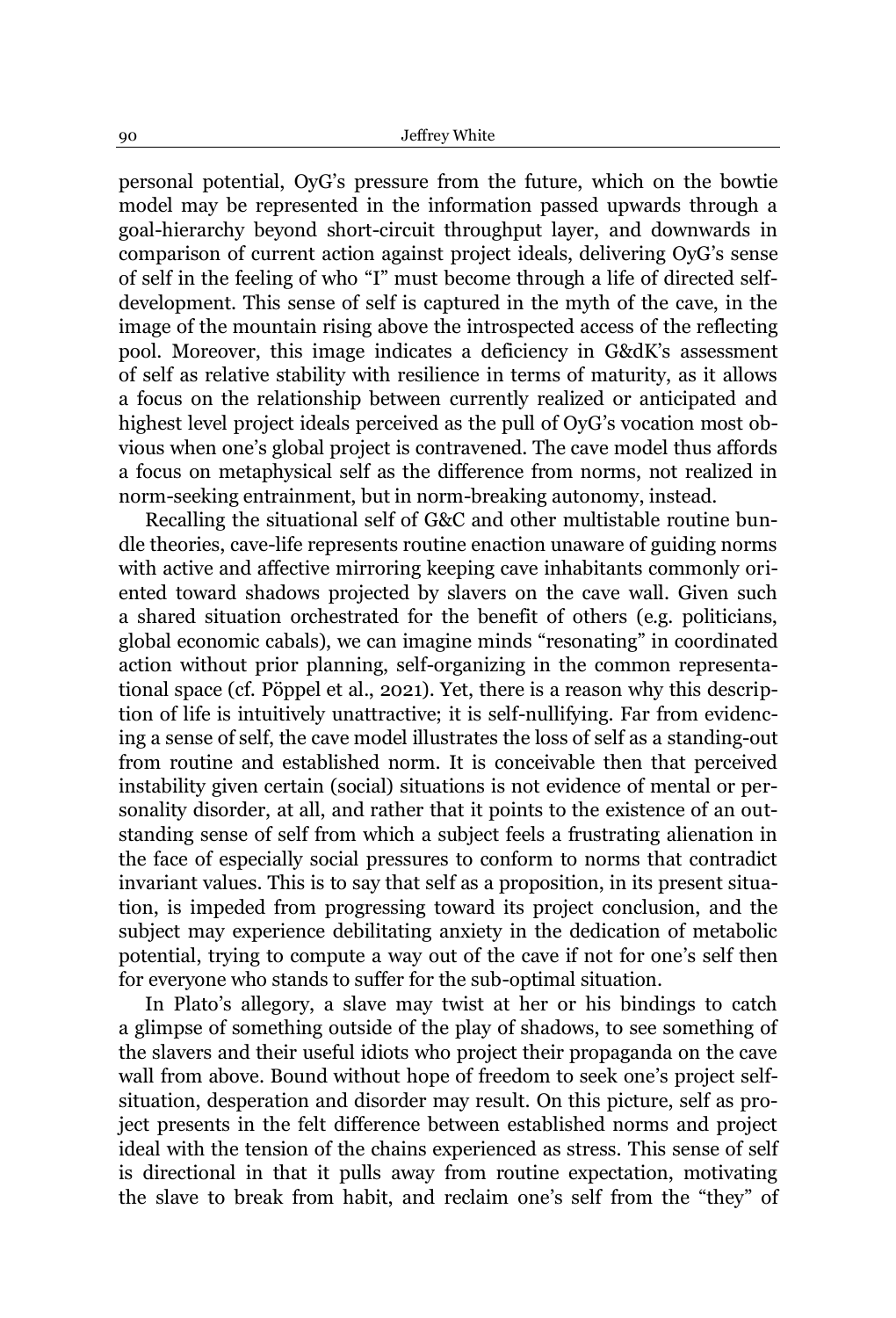personal potential, OyG's pressure from the future, which on the bowtie model may be represented in the information passed upwards through a goal-hierarchy beyond short-circuit throughput layer, and downwards in comparison of current action against project ideals, delivering OyG's sense of self in the feeling of who "I" must become through a life of directed self-development. This sense of self is captured in the myth of the cave, in the image of the mountain rising above the introspected access of the reflecting pool. Moreover, this image indicates a deficiency in G&dK's assessment of self as relative stability with resilience in terms of maturity, as it allows a focus on the relationship between currently realized or anticipated and highest level project ideals perceived as the pull of OyG's vocation most obvious when one's global project is contravened. The cave model thus affords a focus on metaphysical self as the difference from norms, not realized in norm-seeking entrainment, but in norm-breaking autonomy, instead.

Recalling the situational self of G&C and other multistable routine bundle theories, cave-life represents routine enaction unaware of guiding norms with active and affective mirroring keeping cave inhabitants commonly oriented toward shadows projected by slavers on the cave wall. Given such a shared situation orchestrated for the benefit of others (e.g. politicians, global economic cabals), we can imagine minds "resonating" in coordinated action without prior planning, self-organizing in the common representational space (cf. Pöppel et al., 2021). Yet, there is a reason why this description of life is intuitively unattractive; it is self-nullifying. Far from evidencing a sense of self, the cave model illustrates the loss of self as a standing-out from routine and established norm. It is conceivable then that perceived instability given certain (social) situations is not evidence of mental or personality disorder, at all, and rather that it points to the existence of an outstanding sense of self from which a subject feels a frustrating alienation in the face of especially social pressures to conform to norms that contradict invariant values. This is to say that self as a proposition, in its present situation, is impeded from progressing toward its project conclusion, and the subject may experience debilitating anxiety in the dedication of metabolic potential, trying to compute a way out of the cave if not for one's self then for everyone who stands to suffer for the sub-optimal situation.

In Plato's allegory, a slave may twist at her or his bindings to catch a glimpse of something outside of the play of shadows, to see something of the slavers and their useful idiots who project their propaganda on the cave wall from above. Bound without hope of freedom to seek one's project self-situation, desperation and disorder may result. On this picture, self as project presents in the felt difference between established norms and project ideal with the tension of the chains experienced as stress. This sense of self is directional in that it pulls away from routine expectation, motivating the slave to break from habit, and reclaim one's self from the "they" of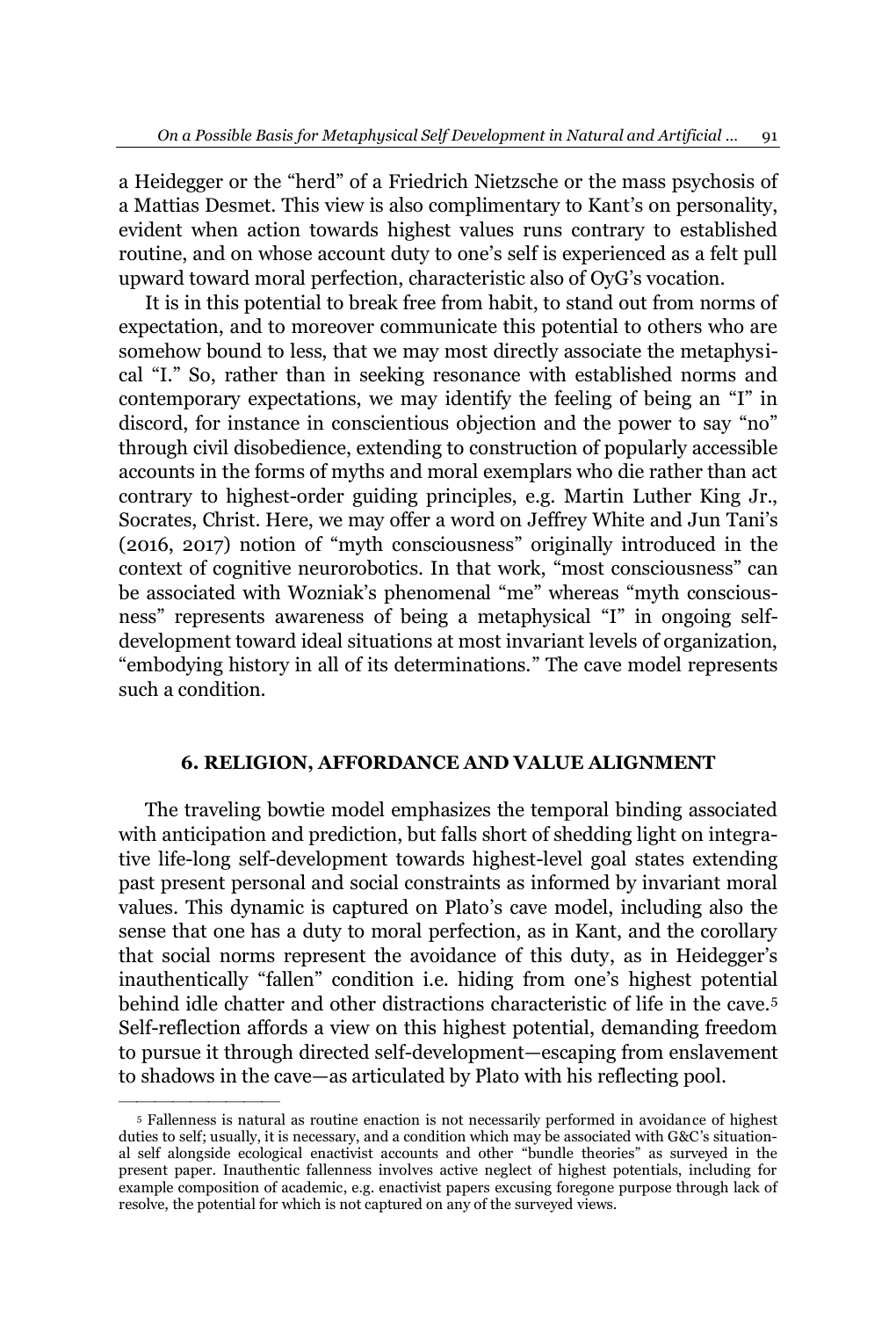a Heidegger or the "herd" of a Friedrich Nietzsche or the mass psychosis of a Mattias Desmet. This view is also complimentary to Kant's on personality, evident when action towards highest values runs contrary to established routine, and on whose account duty to one's self is experienced as a felt pull upward toward moral perfection, characteristic also of OyG's vocation.

It is in this potential to break free from habit, to stand out from norms of expectation, and to moreover communicate this potential to others who are somehow bound to less, that we may most directly associate the metaphysical "I." So, rather than in seeking resonance with established norms and contemporary expectations, we may identify the feeling of being an "I" in discord, for instance in conscientious objection and the power to say "no" through civil disobedience, extending to construction of popularly accessible accounts in the forms of myths and moral exemplars who die rather than act contrary to highest-order guiding principles, e.g. Martin Luther King Jr., Socrates, Christ. Here, we may offer a word on Jeffrey White and Jun Tani's (2016, 2017) notion of "myth consciousness" originally introduced in the context of cognitive neurorobotics. In that work, "most consciousness" can be associated with Wozniak's phenomenal "me" whereas "myth consciousness" represents awareness of being a metaphysical "I" in ongoing self-development toward ideal situations at most invariant levels of organization, "embodying history in all of its determinations." The cave model represents such a condition.

## 6. RELIGION, AFFORDANCE AND VALUE ALIGNMENT

The traveling bowtie model emphasizes the temporal binding associated with anticipation and prediction, but falls short of shedding light on integrative life-long self-development towards highest-level goal states extending past present personal and social constraints as informed by invariant moral values. This dynamic is captured on Plato's cave model, including also the sense that one has a duty to moral perfection, as in Kant, and the corollary that social norms represent the avoidance of this duty, as in Heidegger's inauthentically "fallen" condition i.e. hiding from one's highest potential behind idle chatter and other distractions characteristic of life in the cave.[5] Self-reflection affords a view on this highest potential, demanding freedom to pursue it through directed self-development—escaping from enslavement to shadows in the cave—as articulated by Plato with his reflecting pool.

---

[5] Fallenness is natural as routine enaction is not necessarily performed in avoidance of highest duties to self; usually, it is necessary, and a condition which may be associated with G&C's situational self alongside ecological enactivist accounts and other "bundle theories" as surveyed in the present paper. Inauthentic fallenness involves active neglect of highest potentials, including for example composition of academic, e.g. enactivist papers excusing foregone purpose through lack of resolve, the potential for which is not captured on any of the surveyed views.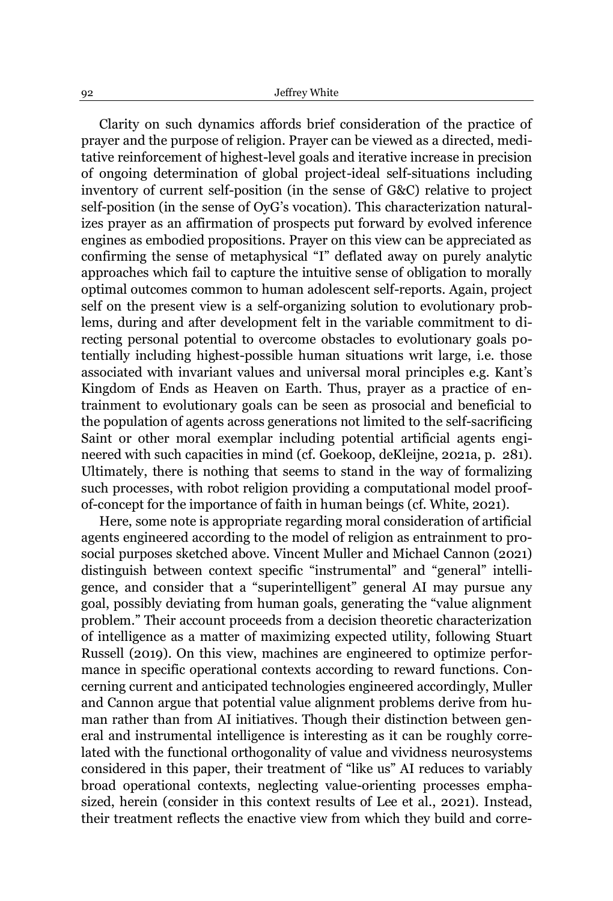Clarity on such dynamics affords brief consideration of the practice of prayer and the purpose of religion. Prayer can be viewed as a directed, meditative reinforcement of highest-level goals and iterative increase in precision of ongoing determination of global project-ideal self-situations including inventory of current self-position (in the sense of G&C) relative to project self-position (in the sense of OyG's vocation). This characterization naturalizes prayer as an affirmation of prospects put forward by evolved inference engines as embodied propositions. Prayer on this view can be appreciated as confirming the sense of metaphysical "I" deflated away on purely analytic approaches which fail to capture the intuitive sense of obligation to morally optimal outcomes common to human adolescent self-reports. Again, project self on the present view is a self-organizing solution to evolutionary problems, during and after development felt in the variable commitment to directing personal potential to overcome obstacles to evolutionary goals potentially including highest-possible human situations writ large, i.e. those associated with invariant values and universal moral principles e.g. Kant's Kingdom of Ends as Heaven on Earth. Thus, prayer as a practice of entrainment to evolutionary goals can be seen as prosocial and beneficial to the population of agents across generations not limited to the self-sacrificing Saint or other moral exemplar including potential artificial agents engineered with such capacities in mind (cf. Goekoop, deKleijne, 2021a, p. 281). Ultimately, there is nothing that seems to stand in the way of formalizing such processes, with robot religion providing a computational model proof-of-concept for the importance of faith in human beings (cf. White, 2021).

Here, some note is appropriate regarding moral consideration of artificial agents engineered according to the model of religion as entrainment to prosocial purposes sketched above. Vincent Muller and Michael Cannon (2021) distinguish between context specific "instrumental" and "general" intelligence, and consider that a "superintelligent" general AI may pursue any goal, possibly deviating from human goals, generating the "value alignment problem." Their account proceeds from a decision theoretic characterization of intelligence as a matter of maximizing expected utility, following Stuart Russell (2019). On this view, machines are engineered to optimize performance in specific operational contexts according to reward functions. Concerning current and anticipated technologies engineered accordingly, Muller and Cannon argue that potential value alignment problems derive from human rather than from AI initiatives. Though their distinction between general and instrumental intelligence is interesting as it can be roughly correlated with the functional orthogonality of value and vividness neurosystems considered in this paper, their treatment of "like us" AI reduces to variably broad operational contexts, neglecting value-orienting processes emphasized, herein (consider in this context results of Lee et al., 2021). Instead, their treatment reflects the enactive view from which they build and corre-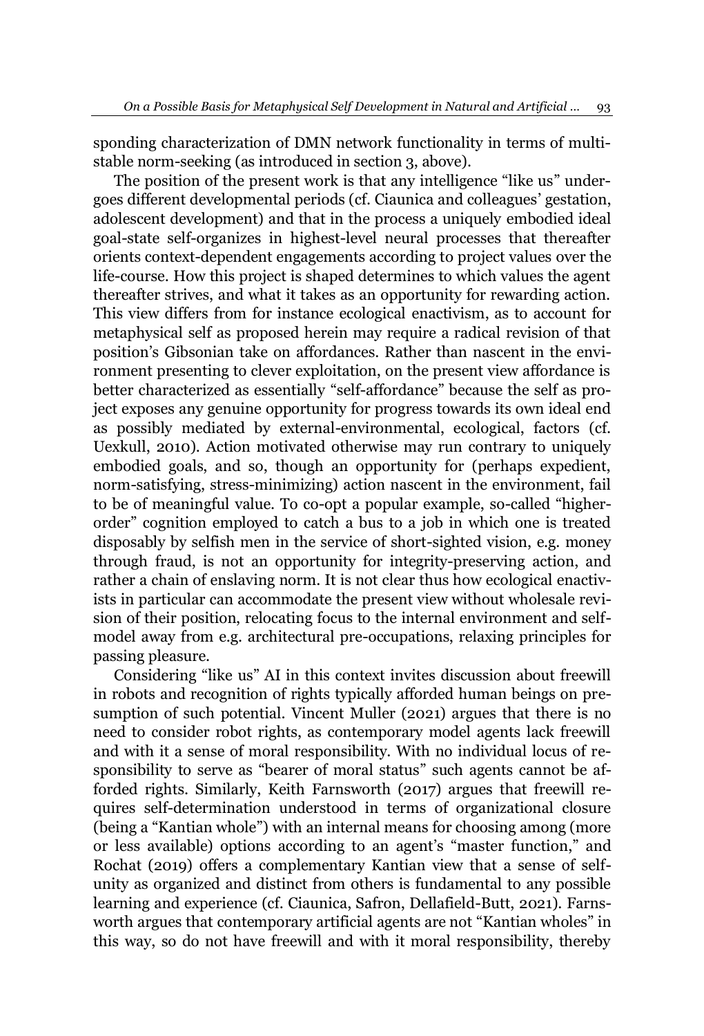sponding characterization of DMN network functionality in terms of multistable norm-seeking (as introduced in section 3, above).

The position of the present work is that any intelligence "like us" undergoes different developmental periods (cf. Ciaunica and colleagues' gestation, adolescent development) and that in the process a uniquely embodied ideal goal-state self-organizes in highest-level neural processes that thereafter orients context-dependent engagements according to project values over the life-course. How this project is shaped determines to which values the agent thereafter strives, and what it takes as an opportunity for rewarding action. This view differs from for instance ecological enactivism, as to account for metaphysical self as proposed herein may require a radical revision of that position's Gibsonian take on affordances. Rather than nascent in the environment presenting to clever exploitation, on the present view affordance is better characterized as essentially "self-affordance" because the self as project exposes any genuine opportunity for progress towards its own ideal end as possibly mediated by external-environmental, ecological, factors (cf. Uexkull, 2010). Action motivated otherwise may run contrary to uniquely embodied goals, and so, though an opportunity for (perhaps expedient, norm-satisfying, stress-minimizing) action nascent in the environment, fail to be of meaningful value. To co-opt a popular example, so-called "higher-order" cognition employed to catch a bus to a job in which one is treated disposably by selfish men in the service of short-sighted vision, e.g. money through fraud, is not an opportunity for integrity-preserving action, and rather a chain of enslaving norm. It is not clear thus how ecological enactivists in particular can accommodate the present view without wholesale revision of their position, relocating focus to the internal environment and self-model away from e.g. architectural pre-occupations, relaxing principles for passing pleasure.

Considering "like us" AI in this context invites discussion about freewill in robots and recognition of rights typically afforded human beings on presumption of such potential. Vincent Muller (2021) argues that there is no need to consider robot rights, as contemporary model agents lack freewill and with it a sense of moral responsibility. With no individual locus of responsibility to serve as "bearer of moral status" such agents cannot be afforded rights. Similarly, Keith Farnsworth (2017) argues that freewill requires self-determination understood in terms of organizational closure (being a "Kantian whole") with an internal means for choosing among (more or less available) options according to an agent's "master function," and Rochat (2019) offers a complementary Kantian view that a sense of self-unity as organized and distinct from others is fundamental to any possible learning and experience (cf. Ciaunica, Safron, Dellafield-Butt, 2021). Farnsworth argues that contemporary artificial agents are not "Kantian wholes" in this way, so do not have freewill and with it moral responsibility, thereby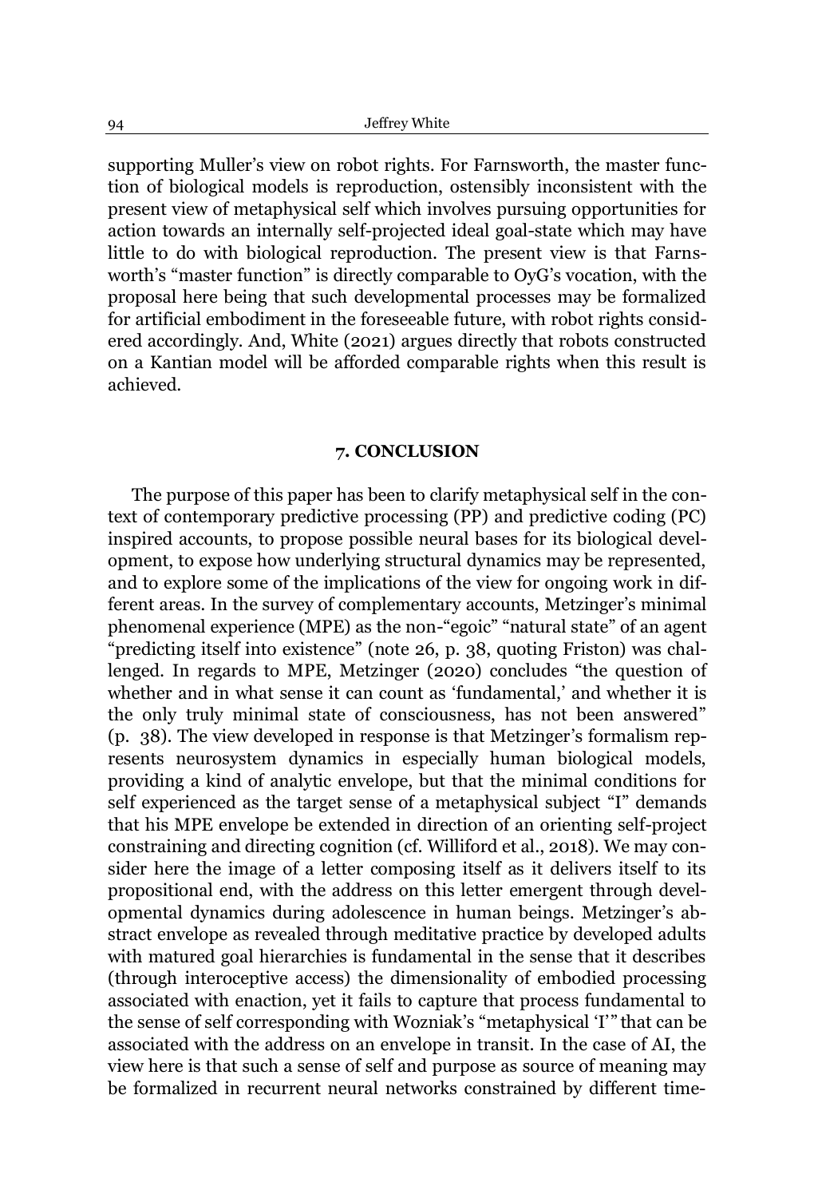supporting Muller's view on robot rights. For Farnsworth, the master function of biological models is reproduction, ostensibly inconsistent with the present view of metaphysical self which involves pursuing opportunities for action towards an internally self-projected ideal goal-state which may have little to do with biological reproduction. The present view is that Farnsworth's "master function" is directly comparable to OyG's vocation, with the proposal here being that such developmental processes may be formalized for artificial embodiment in the foreseeable future, with robot rights considered accordingly. And, White (2021) argues directly that robots constructed on a Kantian model will be afforded comparable rights when this result is achieved.

## 7. CONCLUSION

The purpose of this paper has been to clarify metaphysical self in the context of contemporary predictive processing (PP) and predictive coding (PC) inspired accounts, to propose possible neural bases for its biological development, to expose how underlying structural dynamics may be represented, and to explore some of the implications of the view for ongoing work in different areas. In the survey of complementary accounts, Metzinger's minimal phenomenal experience (MPE) as the non-"egoic" "natural state" of an agent "predicting itself into existence" (note 26, p. 38, quoting Friston) was challenged. In regards to MPE, Metzinger (2020) concludes "the question of whether and in what sense it can count as 'fundamental,' and whether it is the only truly minimal state of consciousness, has not been answered" (p. 38). The view developed in response is that Metzinger's formalism represents neurosystem dynamics in especially human biological models, providing a kind of analytic envelope, but that the minimal conditions for self experienced as the target sense of a metaphysical subject "I" demands that his MPE envelope be extended in direction of an orienting self-project constraining and directing cognition (cf. Williford et al., 2018). We may consider here the image of a letter composing itself as it delivers itself to its propositional end, with the address on this letter emergent through developmental dynamics during adolescence in human beings. Metzinger's abstract envelope as revealed through meditative practice by developed adults with matured goal hierarchies is fundamental in the sense that it describes (through interoceptive access) the dimensionality of embodied processing associated with enaction, yet it fails to capture that process fundamental to the sense of self corresponding with Wozniak's "metaphysical 'I'" that can be associated with the address on an envelope in transit. In the case of AI, the view here is that such a sense of self and purpose as source of meaning may be formalized in recurrent neural networks constrained by different time-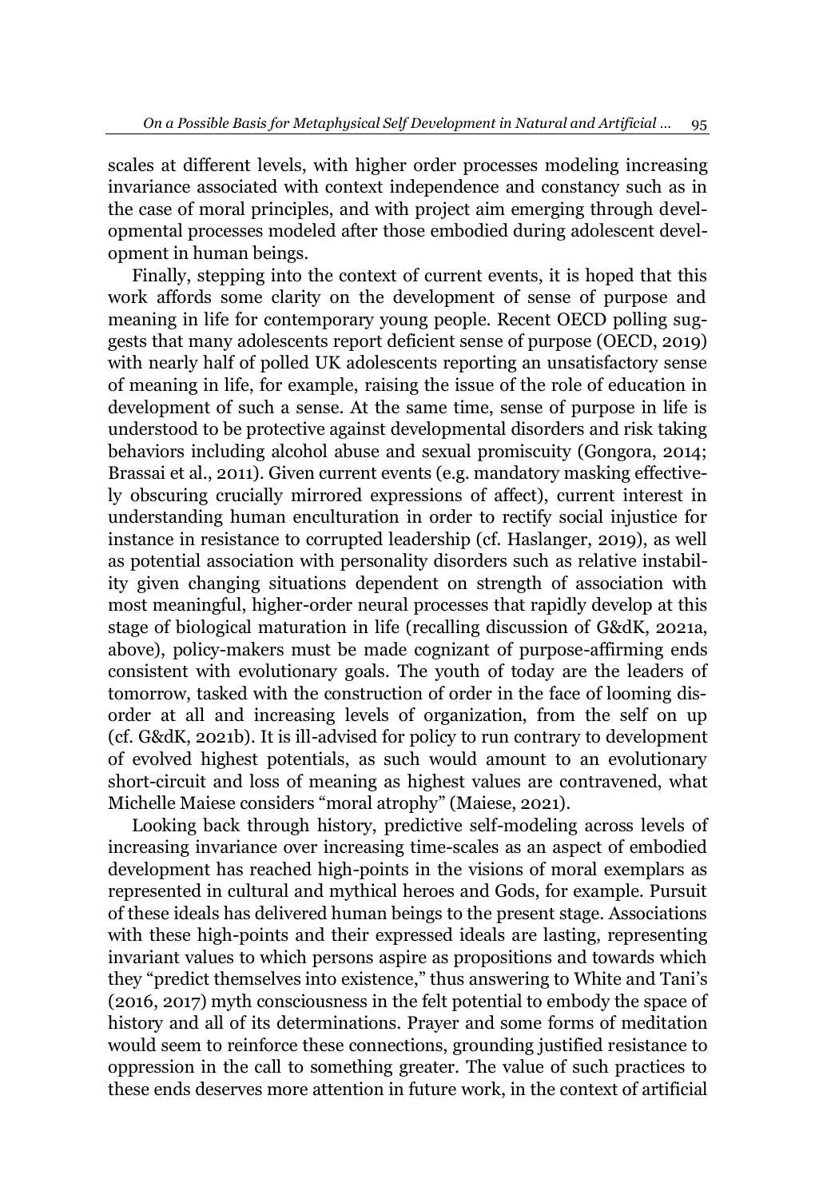scales at different levels, with higher order processes modeling increasing invariance associated with context independence and constancy such as in the case of moral principles, and with project aim emerging through developmental processes modeled after those embodied during adolescent development in human beings.

Finally, stepping into the context of current events, it is hoped that this work affords some clarity on the development of sense of purpose and meaning in life for contemporary young people. Recent OECD polling suggests that many adolescents report deficient sense of purpose (OECD, 2019) with nearly half of polled UK adolescents reporting an unsatisfactory sense of meaning in life, for example, raising the issue of the role of education in development of such a sense. At the same time, sense of purpose in life is understood to be protective against developmental disorders and risk taking behaviors including alcohol abuse and sexual promiscuity (Gongora, 2014; Brassai et al., 2011). Given current events (e.g. mandatory masking effectively obscuring crucially mirrored expressions of affect), current interest in understanding human enculturation in order to rectify social injustice for instance in resistance to corrupted leadership (cf. Haslanger, 2019), as well as potential association with personality disorders such as relative instability given changing situations dependent on strength of association with most meaningful, higher-order neural processes that rapidly develop at this stage of biological maturation in life (recalling discussion of G&dK, 2021a, above), policy-makers must be made cognizant of purpose-affirming ends consistent with evolutionary goals. The youth of today are the leaders of tomorrow, tasked with the construction of order in the face of looming disorder at all and increasing levels of organization, from the self on up (cf. G&dK, 2021b). It is ill-advised for policy to run contrary to development of evolved highest potentials, as such would amount to an evolutionary short-circuit and loss of meaning as highest values are contravened, what Michelle Maiese considers "moral atrophy" (Maiese, 2021).

Looking back through history, predictive self-modeling across levels of increasing invariance over increasing time-scales as an aspect of embodied development has reached high-points in the visions of moral exemplars as represented in cultural and mythical heroes and Gods, for example. Pursuit of these ideals has delivered human beings to the present stage. Associations with these high-points and their expressed ideals are lasting, representing invariant values to which persons aspire as propositions and towards which they "predict themselves into existence," thus answering to White and Tani's (2016, 2017) myth consciousness in the felt potential to embody the space of history and all of its determinations. Prayer and some forms of meditation would seem to reinforce these connections, grounding justified resistance to oppression in the call to something greater. The value of such practices to these ends deserves more attention in future work, in the context of artificial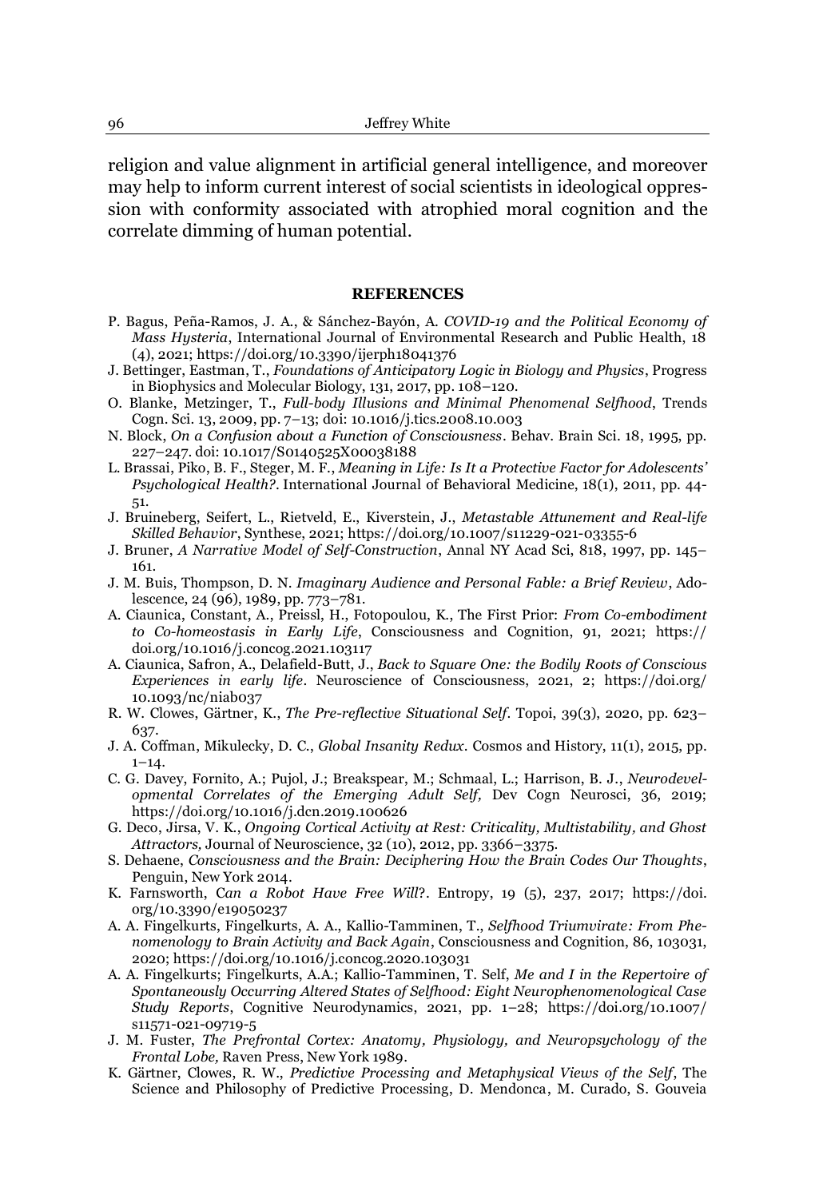religion and value alignment in artificial general intelligence, and moreover may help to inform current interest of social scientists in ideological oppression with conformity associated with atrophied moral cognition and the correlate dimming of human potential.

## REFERENCES

P. Bagus, Peña-Ramos, J. A., & Sánchez-Bayón, A. *COVID-19 and the Political Economy of Mass Hysteria*, International Journal of Environmental Research and Public Health, 18 (4), 2021; https://doi.org/10.3390/ijerph18041376

J. Bettinger, Eastman, T., *Foundations of Anticipatory Logic in Biology and Physics*, Progress in Biophysics and Molecular Biology, 131, 2017, pp. 108–120.

O. Blanke, Metzinger, T., *Full-body Illusions and Minimal Phenomenal Selfhood*, Trends Cogn. Sci. 13, 2009, pp. 7–13; doi: 10.1016/j.tics.2008.10.003

N. Block, *On a Confusion about a Function of Consciousness*. Behav. Brain Sci. 18, 1995, pp. 227–247. doi: 10.1017/S0140525X00038188

L. Brassai, Piko, B. F., Steger, M. F., *Meaning in Life: Is It a Protective Factor for Adolescents' Psychological Health?*. International Journal of Behavioral Medicine, 18(1), 2011, pp. 44-51.

J. Bruineberg, Seifert, L., Rietveld, E., Kiverstein, J., *Metastable Attunement and Real-life Skilled Behavior*, Synthese, 2021; https://doi.org/10.1007/s11229-021-03355-6

J. Bruner, *A Narrative Model of Self-Construction*, Annal NY Acad Sci, 818, 1997, pp. 145–161.

J. M. Buis, Thompson, D. N. *Imaginary Audience and Personal Fable: a Brief Review*, Adolescence, 24 (96), 1989, pp. 773–781.

A. Ciaunica, Constant, A., Preissl, H., Fotopoulou, K., The First Prior: *From Co-embodiment to Co-homeostasis in Early Life*, Consciousness and Cognition, 91, 2021; https://doi.org/10.1016/j.concog.2021.103117

A. Ciaunica, Safron, A., Delafield-Butt, J., *Back to Square One: the Bodily Roots of Conscious Experiences in early life*. Neuroscience of Consciousness, 2021, 2; https://doi.org/10.1093/nc/niab037

R. W. Clowes, Gärtner, K., *The Pre-reflective Situational Self*. Topoi, 39(3), 2020, pp. 623–637.

J. A. Coffman, Mikulecky, D. C., *Global Insanity Redux*. Cosmos and History, 11(1), 2015, pp. 1–14.

C. G. Davey, Fornito, A.; Pujol, J.; Breakspear, M.; Schmaal, L.; Harrison, B. J., *Neurodevelopmental Correlates of the Emerging Adult Self,* Dev Cogn Neurosci, 36, 2019; https://doi.org/10.1016/j.dcn.2019.100626

G. Deco, Jirsa, V. K., *Ongoing Cortical Activity at Rest: Criticality, Multistability, and Ghost Attractors,* Journal of Neuroscience, 32 (10), 2012, pp. 3366–3375.

S. Dehaene, *Consciousness and the Brain: Deciphering How the Brain Codes Our Thoughts*, Penguin, New York 2014.

K. Farnsworth, C*an a Robot Have Free Will*?. Entropy, 19 (5), 237, 2017; https://doi.org/10.3390/e19050237

A. A. Fingelkurts, Fingelkurts, A. A., Kallio-Tamminen, T., *Selfhood Triumvirate: From Phenomenology to Brain Activity and Back Again*, Consciousness and Cognition, 86, 103031, 2020; https://doi.org/10.1016/j.concog.2020.103031

A. A. Fingelkurts; Fingelkurts, A.A.; Kallio-Tamminen, T. Self, *Me and I in the Repertoire of Spontaneously Occurring Altered States of Selfhood: Eight Neurophenomenological Case Study Reports*, Cognitive Neurodynamics, 2021, pp. 1–28; https://doi.org/10.1007/s11571-021-09719-5

J. M. Fuster, *The Prefrontal Cortex: Anatomy, Physiology, and Neuropsychology of the Frontal Lobe,* Raven Press, New York 1989.

K. Gärtner, Clowes, R. W., *Predictive Processing and Metaphysical Views of the Self*, The Science and Philosophy of Predictive Processing, D. Mendonca, M. Curado, S. Gouveia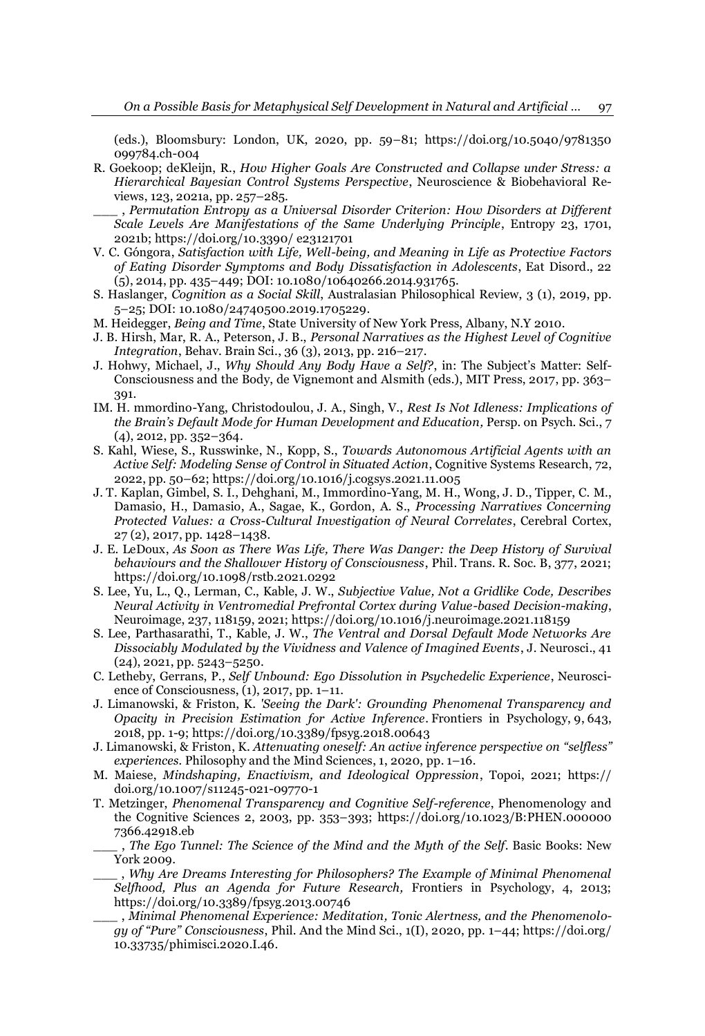(eds.), Bloomsbury: London, UK, 2020, pp. 59–81; https://doi.org/10.5040/9781350 099784.ch-004

R. Goekoop; deKleijn, R., *How Higher Goals Are Constructed and Collapse under Stress: a Hierarchical Bayesian Control Systems Perspective*, Neuroscience & Biobehavioral Reviews, 123, 2021a, pp. 257–285.

___ , *Permutation Entropy as a Universal Disorder Criterion: How Disorders at Different Scale Levels Are Manifestations of the Same Underlying Principle*, Entropy 23, 1701, 2021b; https://doi.org/10.3390/ e23121701

V. C. Góngora, *Satisfaction with Life, Well-being, and Meaning in Life as Protective Factors of Eating Disorder Symptoms and Body Dissatisfaction in Adolescents*, Eat Disord., 22 (5), 2014, pp. 435–449; DOI: 10.1080/10640266.2014.931765.

S. Haslanger, *Cognition as a Social Skill*, Australasian Philosophical Review, 3 (1), 2019, pp. 5–25; DOI: 10.1080/24740500.2019.1705229.

M. Heidegger, *Being and Time*, State University of New York Press, Albany, N.Y 2010.

J. B. Hirsh, Mar, R. A., Peterson, J. B., *Personal Narratives as the Highest Level of Cognitive Integration*, Behav. Brain Sci., 36 (3), 2013, pp. 216–217.

J. Hohwy, Michael, J., *Why Should Any Body Have a Self?*, in: The Subject's Matter: Self-Consciousness and the Body, de Vignemont and Alsmith (eds.), MIT Press, 2017, pp. 363–391.

IM. H. mmordino-Yang, Christodoulou, J. A., Singh, V., *Rest Is Not Idleness: Implications of the Brain's Default Mode for Human Development and Education,* Persp. on Psych. Sci., 7 (4), 2012, pp. 352–364.

S. Kahl, Wiese, S., Russwinke, N., Kopp, S., *Towards Autonomous Artificial Agents with an Active Self: Modeling Sense of Control in Situated Action*, Cognitive Systems Research, 72, 2022, pp. 50–62; https://doi.org/10.1016/j.cogsys.2021.11.005

J. T. Kaplan, Gimbel, S. I., Dehghani, M., Immordino-Yang, M. H., Wong, J. D., Tipper, C. M., Damasio, H., Damasio, A., Sagae, K., Gordon, A. S., *Processing Narratives Concerning Protected Values: a Cross-Cultural Investigation of Neural Correlates*, Cerebral Cortex, 27 (2), 2017, pp. 1428–1438.

J. E. LeDoux, *As Soon as There Was Life, There Was Danger: the Deep History of Survival behaviours and the Shallower History of Consciousness*, Phil. Trans. R. Soc. B, 377, 2021; https://doi.org/10.1098/rstb.2021.0292

S. Lee, Yu, L., Q., Lerman, C., Kable, J. W., *Subjective Value, Not a Gridlike Code, Describes Neural Activity in Ventromedial Prefrontal Cortex during Value-based Decision-making*, Neuroimage, 237, 118159, 2021; https://doi.org/10.1016/j.neuroimage.2021.118159

S. Lee, Parthasarathi, T., Kable, J. W., *The Ventral and Dorsal Default Mode Networks Are Dissociably Modulated by the Vividness and Valence of Imagined Events*, J. Neurosci., 41 (24), 2021, pp. 5243–5250.

C. Letheby, Gerrans, P., *Self Unbound: Ego Dissolution in Psychedelic Experience*, Neuroscience of Consciousness, (1), 2017, pp. 1–11.

J. Limanowski, & Friston, K. *'Seeing the Dark': Grounding Phenomenal Transparency and Opacity in Precision Estimation for Active Inference*. Frontiers in Psychology, 9, 643, 2018, pp. 1-9; https://doi.org/10.3389/fpsyg.2018.00643

J. Limanowski, & Friston, K. *Attenuating oneself: An active inference perspective on "selfless" experiences*. Philosophy and the Mind Sciences, 1, 2020, pp. 1–16.

M. Maiese, *Mindshaping, Enactivism, and Ideological Oppression*, Topoi, 2021; https:// doi.org/10.1007/s11245-021-09770-1

T. Metzinger, *Phenomenal Transparency and Cognitive Self-reference*, Phenomenology and the Cognitive Sciences 2, 2003, pp. 353–393; https://doi.org/10.1023/B:PHEN.000000 7366.42918.eb

___ , *The Ego Tunnel: The Science of the Mind and the Myth of the Self*. Basic Books: New York 2009.

___ , *Why Are Dreams Interesting for Philosophers? The Example of Minimal Phenomenal Selfhood, Plus an Agenda for Future Research,* Frontiers in Psychology, 4, 2013; https://doi.org/10.3389/fpsyg.2013.00746

___ , *Minimal Phenomenal Experience: Meditation, Tonic Alertness, and the Phenomenology of "Pure" Consciousness*, Phil. And the Mind Sci., 1(I), 2020, pp. 1–44; https://doi.org/ 10.33735/phimisci.2020.I.46.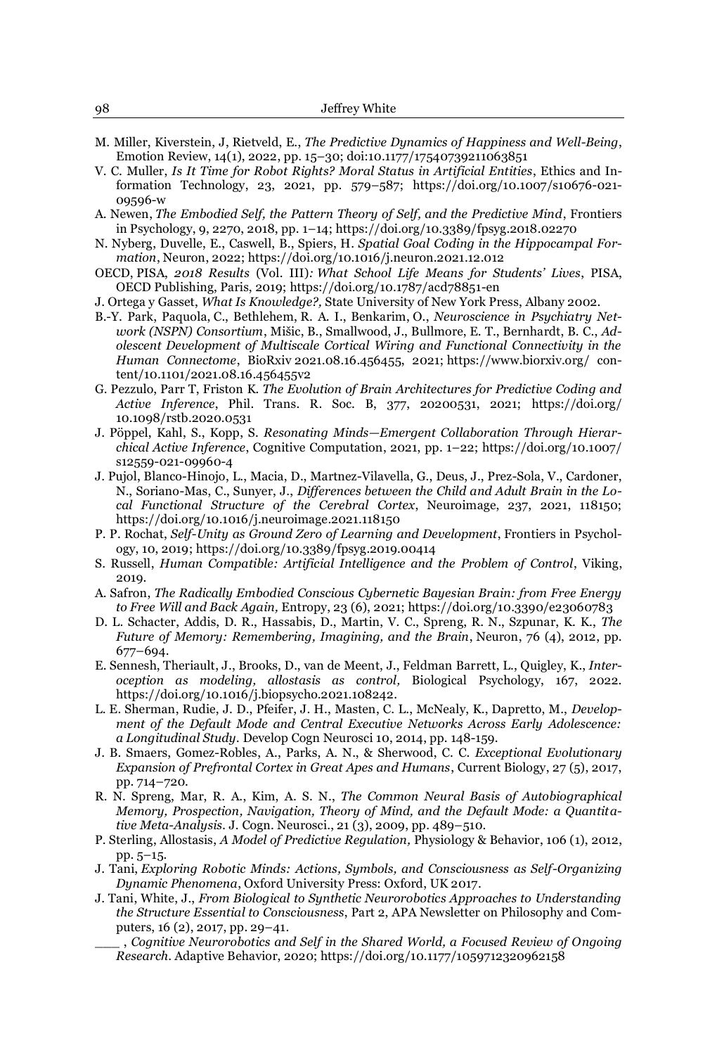M. Miller, Kiverstein, J, Rietveld, E., *The Predictive Dynamics of Happiness and Well-Being*, Emotion Review, 14(1), 2022, pp. 15–30; doi:10.1177/17540739211063851

V. C. Muller, *Is It Time for Robot Rights? Moral Status in Artificial Entities*, Ethics and Information Technology, 23, 2021, pp. 579–587; https://doi.org/10.1007/s10676-021-09596-w

A. Newen, *The Embodied Self, the Pattern Theory of Self, and the Predictive Mind*, Frontiers in Psychology, 9, 2270, 2018, pp. 1–14; https://doi.org/10.3389/fpsyg.2018.02270

N. Nyberg, Duvelle, E., Caswell, B., Spiers, H. *Spatial Goal Coding in the Hippocampal Formation*, Neuron, 2022; https://doi.org/10.1016/j.neuron.2021.12.012

OECD, PISA, *2018 Results* (Vol. III)*: What School Life Means for Students' Lives*, PISA, OECD Publishing, Paris, 2019; https://doi.org/10.1787/acd78851-en

J. Ortega y Gasset, *What Is Knowledge?,* State University of New York Press, Albany 2002.

B.-Y. Park, Paquola, C., Bethlehem, R. A. I., Benkarim, O., *Neuroscience in Psychiatry Network (NSPN) Consortium*, Mišic, B., Smallwood, J., Bullmore, E. T., Bernhardt, B. C., *Adolescent Development of Multiscale Cortical Wiring and Functional Connectivity in the Human Connectome*, BioRxiv 2021.08.16.456455, 2021; https://www.biorxiv.org/ content/10.1101/2021.08.16.456455v2

G. Pezzulo, Parr T, Friston K. *The Evolution of Brain Architectures for Predictive Coding and Active Inference*, Phil. Trans. R. Soc. B, 377, 20200531, 2021; https://doi.org/ 10.1098/rstb.2020.0531

J. Pöppel, Kahl, S., Kopp, S. *Resonating Minds—Emergent Collaboration Through Hierarchical Active Inference*, Cognitive Computation, 2021, pp. 1–22; https://doi.org/10.1007/ s12559-021-09960-4

J. Pujol, Blanco-Hinojo, L., Macia, D., Martnez-Vilavella, G., Deus, J., Prez-Sola, V., Cardoner, N., Soriano-Mas, C., Sunyer, J., *Differences between the Child and Adult Brain in the Local Functional Structure of the Cerebral Cortex*, Neuroimage, 237, 2021, 118150; https://doi.org/10.1016/j.neuroimage.2021.118150

P. P. Rochat, *Self-Unity as Ground Zero of Learning and Development*, Frontiers in Psychology, 10, 2019; https://doi.org/10.3389/fpsyg.2019.00414

S. Russell, *Human Compatible: Artificial Intelligence and the Problem of Control*, Viking, 2019.

A. Safron, *The Radically Embodied Conscious Cybernetic Bayesian Brain: from Free Energy to Free Will and Back Again,* Entropy, 23 (6), 2021; https://doi.org/10.3390/e23060783

D. L. Schacter, Addis, D. R., Hassabis, D., Martin, V. C., Spreng, R. N., Szpunar, K. K., *The Future of Memory: Remembering, Imagining, and the Brain*, Neuron, 76 (4), 2012, pp. 677–694.

E. Sennesh, Theriault, J., Brooks, D., van de Meent, J., Feldman Barrett, L., Quigley, K., *Interoception as modeling, allostasis as control,* Biological Psychology, 167, 2022. https://doi.org/10.1016/j.biopsycho.2021.108242.

L. E. Sherman, Rudie, J. D., Pfeifer, J. H., Masten, C. L., McNealy, K., Dapretto, M., *Development of the Default Mode and Central Executive Networks Across Early Adolescence: a Longitudinal Study*. Develop Cogn Neurosci 10, 2014, pp. 148-159.

J. B. Smaers, Gomez-Robles, A., Parks, A. N., & Sherwood, C. C. *Exceptional Evolutionary Expansion of Prefrontal Cortex in Great Apes and Humans*, Current Biology, 27 (5), 2017, pp. 714–720.

R. N. Spreng, Mar, R. A., Kim, A. S. N., *The Common Neural Basis of Autobiographical Memory, Prospection, Navigation, Theory of Mind, and the Default Mode: a Quantitative Meta-Analysis*. J. Cogn. Neurosci., 21 (3), 2009, pp. 489–510.

P. Sterling, Allostasis, *A Model of Predictive Regulation,* Physiology & Behavior, 106 (1), 2012, pp. 5–15.

J. Tani, *Exploring Robotic Minds: Actions, Symbols, and Consciousness as Self-Organizing Dynamic Phenomena*, Oxford University Press: Oxford, UK 2017.

J. Tani, White, J., *From Biological to Synthetic Neurorobotics Approaches to Understanding the Structure Essential to Consciousness*, Part 2, APA Newsletter on Philosophy and Computers, 16 (2), 2017, pp. 29–41.

\_\_\_\_ , *Cognitive Neurorobotics and Self in the Shared World, a Focused Review of Ongoing Research*. Adaptive Behavior, 2020; https://doi.org/10.1177/1059712320962158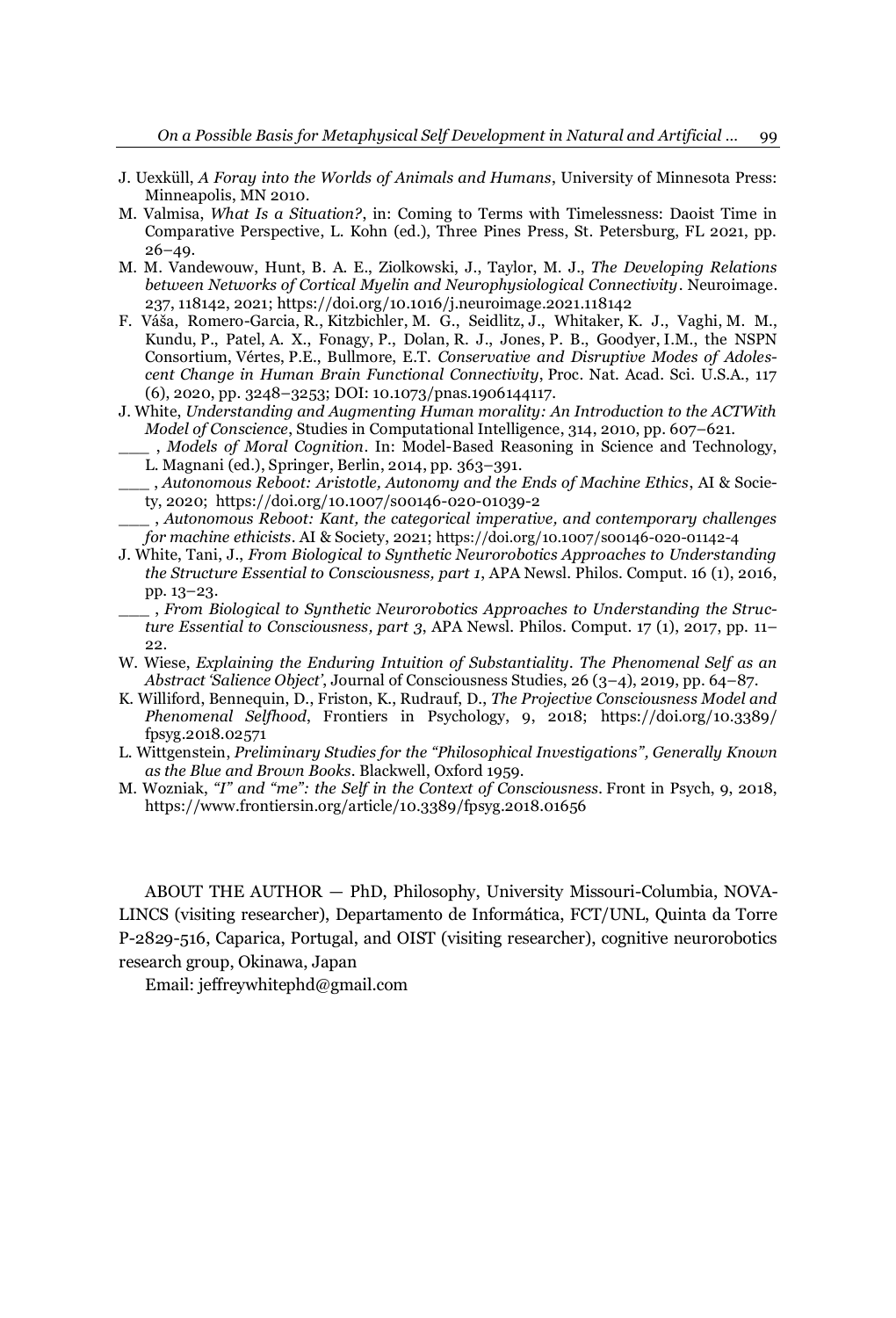J. Uexküll, *A Foray into the Worlds of Animals and Humans*, University of Minnesota Press: Minneapolis, MN 2010.

M. Valmisa, *What Is a Situation?*, in: Coming to Terms with Timelessness: Daoist Time in Comparative Perspective, L. Kohn (ed.), Three Pines Press, St. Petersburg, FL 2021, pp. 26–49.

M. M. Vandewouw, Hunt, B. A. E., Ziolkowski, J., Taylor, M. J., *The Developing Relations between Networks of Cortical Myelin and Neurophysiological Connectivity*. Neuroimage. 237, 118142, 2021; https://doi.org/10.1016/j.neuroimage.2021.118142

F. Váša, Romero-Garcia, R., Kitzbichler, M. G., Seidlitz, J., Whitaker, K. J., Vaghi, M. M., Kundu, P., Patel, A. X., Fonagy, P., Dolan, R. J., Jones, P. B., Goodyer, I.M., the NSPN Consortium, Vértes, P.E., Bullmore, E.T. *Conservative and Disruptive Modes of Adolescent Change in Human Brain Functional Connectivity*, Proc. Nat. Acad. Sci. U.S.A., 117 (6), 2020, pp. 3248–3253; DOI: 10.1073/pnas.1906144117.

J. White, *Understanding and Augmenting Human morality: An Introduction to the ACTWith Model of Conscience*, Studies in Computational Intelligence, 314, 2010, pp. 607–621.

\_\_\_ , *Models of Moral Cognition*. In: Model-Based Reasoning in Science and Technology, L. Magnani (ed.), Springer, Berlin, 2014, pp. 363–391.

\_\_\_ , *Autonomous Reboot: Aristotle, Autonomy and the Ends of Machine Ethics*, AI & Society, 2020; https://doi.org/10.1007/s00146-020-01039-2

\_\_\_ , *Autonomous Reboot: Kant, the categorical imperative, and contemporary challenges for machine ethicists*. AI & Society, 2021; https://doi.org/10.1007/s00146-020-01142-4

J. White, Tani, J., *From Biological to Synthetic Neurorobotics Approaches to Understanding the Structure Essential to Consciousness, part 1*, APA Newsl. Philos. Comput. 16 (1), 2016, pp. 13–23.

\_\_\_ , *From Biological to Synthetic Neurorobotics Approaches to Understanding the Structure Essential to Consciousness, part 3*, APA Newsl. Philos. Comput. 17 (1), 2017, pp. 11–22.

W. Wiese, *Explaining the Enduring Intuition of Substantiality. The Phenomenal Self as an Abstract 'Salience Object'*, Journal of Consciousness Studies, 26 (3–4), 2019, pp. 64–87.

K. Williford, Bennequin, D., Friston, K., Rudrauf, D., *The Projective Consciousness Model and Phenomenal Selfhood*, Frontiers in Psychology, 9, 2018; https://doi.org/10.3389/fpsyg.2018.02571

L. Wittgenstein, *Preliminary Studies for the "Philosophical Investigations", Generally Known as the Blue and Brown Books*. Blackwell, Oxford 1959.

M. Wozniak, *"I" and "me": the Self in the Context of Consciousness*. Front in Psych, 9, 2018, https://www.frontiersin.org/article/10.3389/fpsyg.2018.01656

ABOUT THE AUTHOR — PhD, Philosophy, University Missouri-Columbia, NOVA-LINCS (visiting researcher), Departamento de Informática, FCT/UNL, Quinta da Torre P-2829-516, Caparica, Portugal, and OIST (visiting researcher), cognitive neurorobotics research group, Okinawa, Japan

Email: jeffreywhitephd@gmail.com